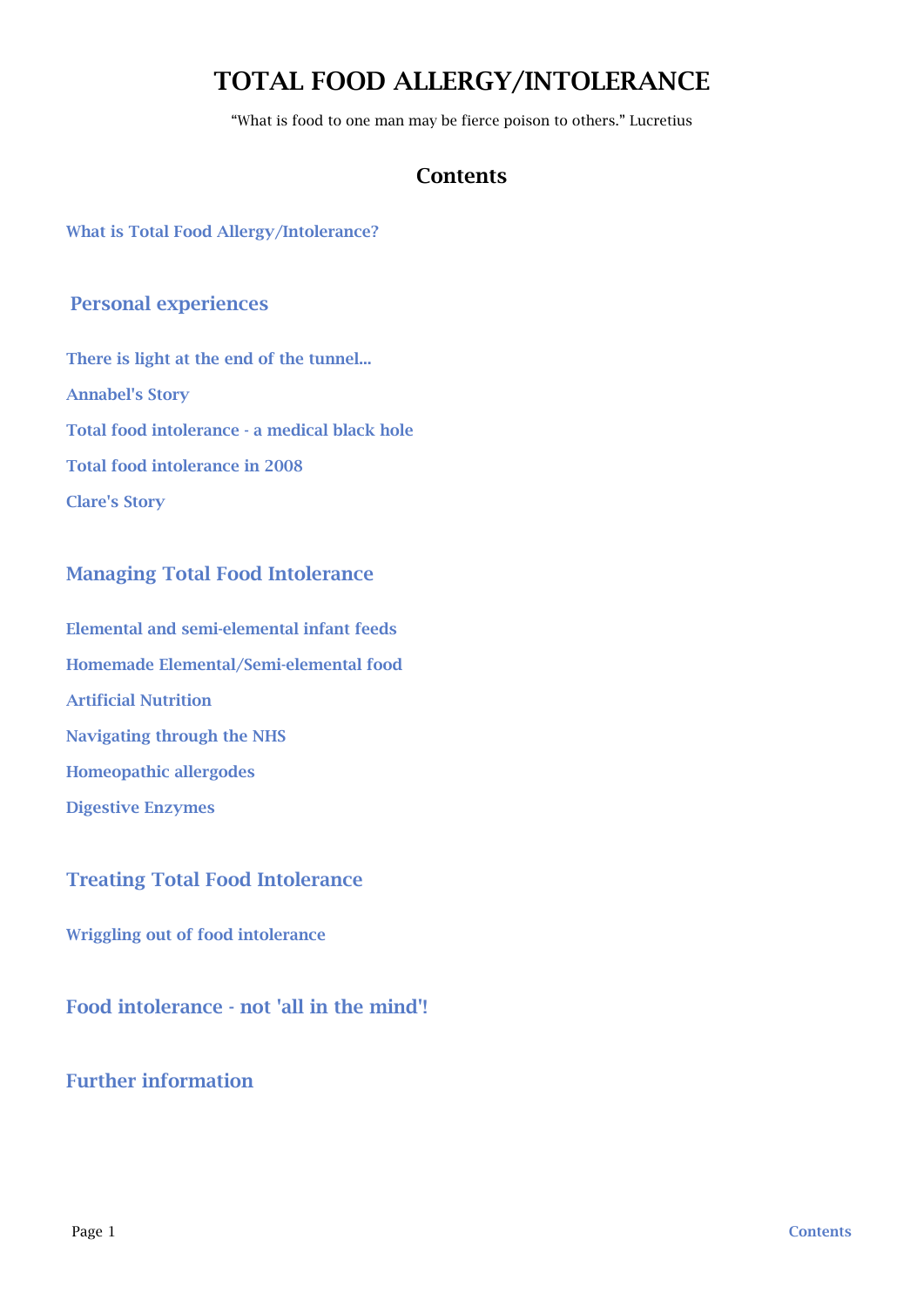# TOTAL FOOD ALLERGY/INTOLERANCE

"What is food to one man may be fierce poison to others." Lucretius

## Contents

What is Total Food Allergy/Intolerance?

### Personal experiences

There is light at the end of the tunnel...

Annabel's Story

Total food intolerance - a medical black hole

Total food intolerance in 2008

Clare's Story

### Managing Total Food Intolerance

Elemental and semi-elemental infant feeds

Homemade Elemental/Semi-elemental food

Artificial Nutrition

Navigating through the NHS

Homeopathic allergodes

Digestive Enzymes

### Treating Total Food Intolerance

Wriggling out of food intolerance

### Food intolerance - not 'all in the mind'!

### Further information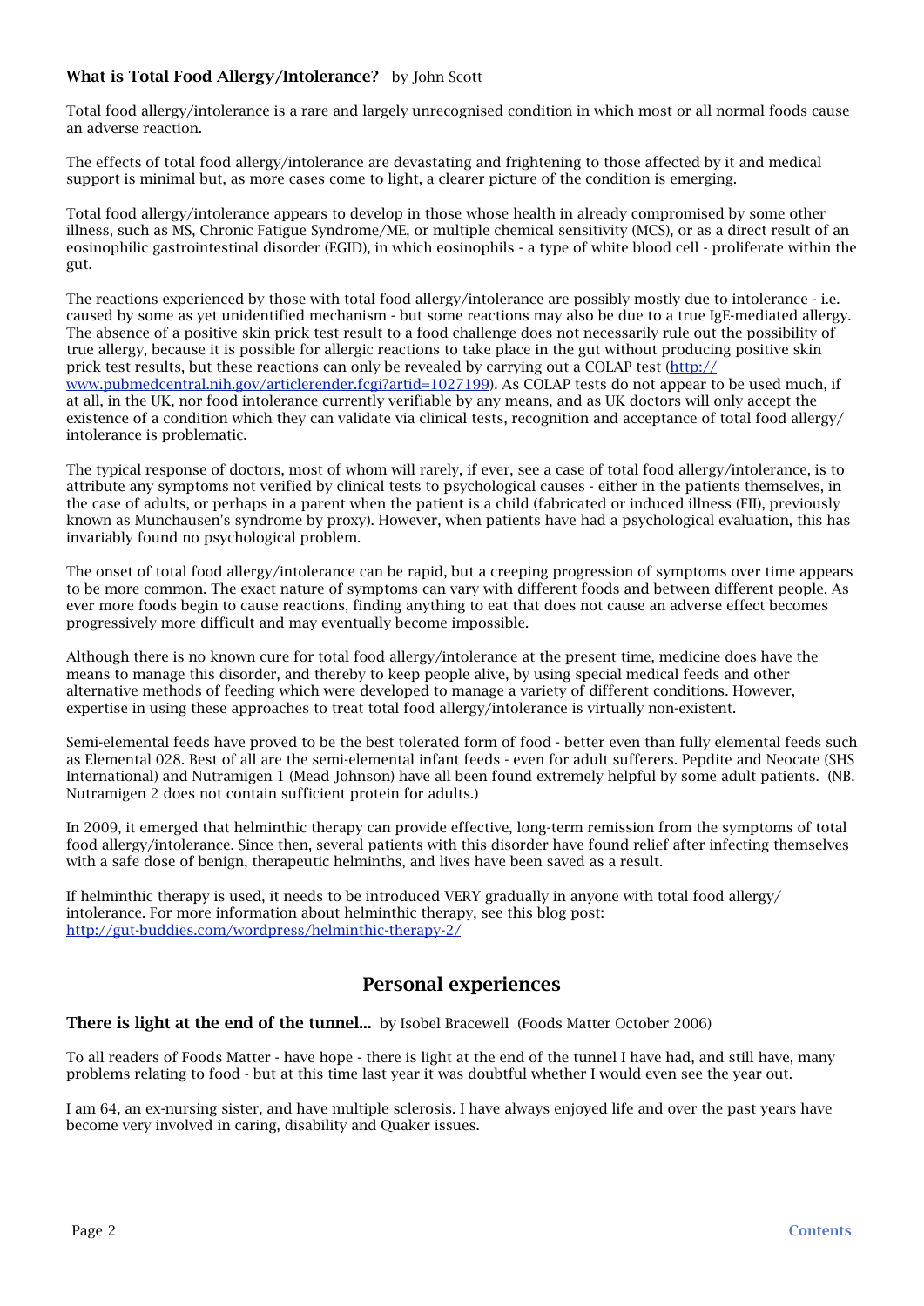**What is Total Food Allergy/Intolerance?** by John Scott

Total food allergy/intolerance is a rare and largely unrecognised condition in which most or all normal foods cause an adverse reaction.

The effects of total food allergy/intolerance are devastating and frightening to those affected by it and medical support is minimal but, as more cases come to light, a clearer picture of the condition is emerging.

Total food allergy/intolerance appears to develop in those whose health in already compromised by some other illness, such as MS, Chronic Fatigue Syndrome/ME, or multiple chemical sensitivity (MCS), or as a direct result of an eosinophilic gastrointestinal disorder (EGID), in which eosinophils - a type of white blood cell - proliferate within the gut.

The reactions experienced by those with total food allergy/intolerance are possibly mostly due to intolerance - i.e. caused by some as yet unidentified mechanism - but some reactions may also be due to a true IgE-mediated allergy. The absence of a positive skin prick test result to a food challenge does not necessarily rule out the possibility of true allergy, because it is possible for allergic reactions to take place in the gut without producing positive skin prick test results, but these reactions can only be revealed by carrying out a COLAP test (http://www.pubmedcentral.nih.gov/articlerender.fcgi?artid=1027199). As COLAP tests do not appear to be used much, if at all, in the UK, nor food intolerance currently verifiable by any means, and as UK doctors will only accept the existence of a condition which they can validate via clinical tests, recognition and acceptance of total food allergy/intolerance is problematic.

The typical response of doctors, most of whom will rarely, if ever, see a case of total food allergy/intolerance, is to attribute any symptoms not verified by clinical tests to psychological causes - either in the patients themselves, in the case of adults, or perhaps in a parent when the patient is a child (fabricated or induced illness (FII), previously known as Munchausen's syndrome by proxy). However, when patients have had a psychological evaluation, this has invariably found no psychological problem.

The onset of total food allergy/intolerance can be rapid, but a creeping progression of symptoms over time appears to be more common. The exact nature of symptoms can vary with different foods and between different people. As ever more foods begin to cause reactions, finding anything to eat that does not cause an adverse effect becomes progressively more difficult and may eventually become impossible.

Although there is no known cure for total food allergy/intolerance at the present time, medicine does have the means to manage this disorder, and thereby to keep people alive, by using special medical feeds and other alternative methods of feeding which were developed to manage a variety of different conditions. However, expertise in using these approaches to treat total food allergy/intolerance is virtually non-existent.

Semi-elemental feeds have proved to be the best tolerated form of food - better even than fully elemental feeds such as Elemental 028. Best of all are the semi-elemental infant feeds - even for adult sufferers. Pepdite and Neocate (SHS International) and Nutramigen 1 (Mead Johnson) have all been found extremely helpful by some adult patients. (NB. Nutramigen 2 does not contain sufficient protein for adults.)

In 2009, it emerged that helminthic therapy can provide effective, long-term remission from the symptoms of total food allergy/intolerance. Since then, several patients with this disorder have found relief after infecting themselves with a safe dose of benign, therapeutic helminths, and lives have been saved as a result.

If helminthic therapy is used, it needs to be introduced VERY gradually in anyone with total food allergy/intolerance. For more information about helminthic therapy, see this blog post: http://gut-buddies.com/wordpress/helminthic-therapy-2/

## Personal experiences

**There is light at the end of the tunnel...** by Isobel Bracewell (Foods Matter October 2006)

To all readers of Foods Matter - have hope - there is light at the end of the tunnel I have had, and still have, many problems relating to food - but at this time last year it was doubtful whether I would even see the year out.

I am 64, an ex-nursing sister, and have multiple sclerosis. I have always enjoyed life and over the past years have become very involved in caring, disability and Quaker issues.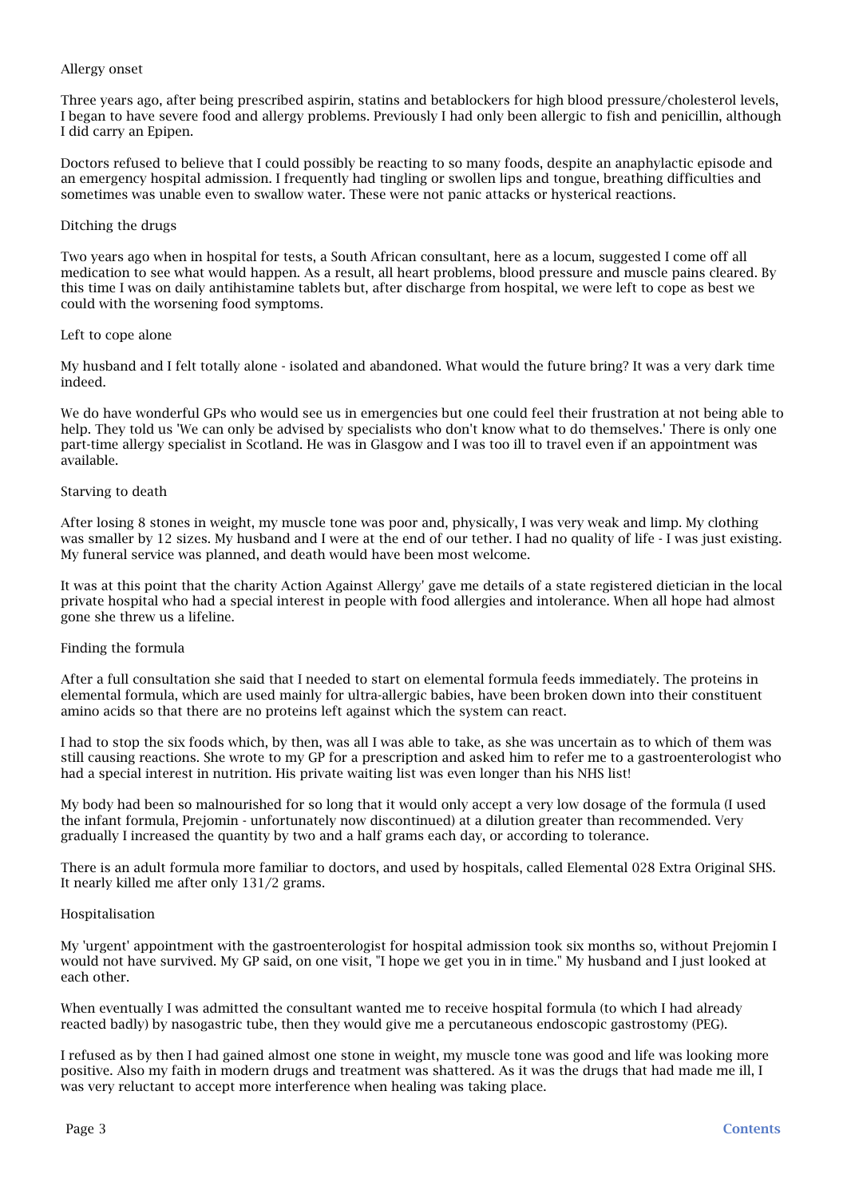## Allergy onset

Three years ago, after being prescribed aspirin, statins and betablockers for high blood pressure/cholesterol levels, I began to have severe food and allergy problems. Previously I had only been allergic to fish and penicillin, although I did carry an Epipen.

Doctors refused to believe that I could possibly be reacting to so many foods, despite an anaphylactic episode and an emergency hospital admission. I frequently had tingling or swollen lips and tongue, breathing difficulties and sometimes was unable even to swallow water. These were not panic attacks or hysterical reactions.

## Ditching the drugs

Two years ago when in hospital for tests, a South African consultant, here as a locum, suggested I come off all medication to see what would happen. As a result, all heart problems, blood pressure and muscle pains cleared. By this time I was on daily antihistamine tablets but, after discharge from hospital, we were left to cope as best we could with the worsening food symptoms.

## Left to cope alone

My husband and I felt totally alone - isolated and abandoned. What would the future bring? It was a very dark time indeed.

We do have wonderful GPs who would see us in emergencies but one could feel their frustration at not being able to help. They told us 'We can only be advised by specialists who don't know what to do themselves.' There is only one part-time allergy specialist in Scotland. He was in Glasgow and I was too ill to travel even if an appointment was available.

## Starving to death

After losing 8 stones in weight, my muscle tone was poor and, physically, I was very weak and limp. My clothing was smaller by 12 sizes. My husband and I were at the end of our tether. I had no quality of life - I was just existing. My funeral service was planned, and death would have been most welcome.

It was at this point that the charity Action Against Allergy' gave me details of a state registered dietician in the local private hospital who had a special interest in people with food allergies and intolerance. When all hope had almost gone she threw us a lifeline.

## Finding the formula

After a full consultation she said that I needed to start on elemental formula feeds immediately. The proteins in elemental formula, which are used mainly for ultra-allergic babies, have been broken down into their constituent amino acids so that there are no proteins left against which the system can react.

I had to stop the six foods which, by then, was all I was able to take, as she was uncertain as to which of them was still causing reactions. She wrote to my GP for a prescription and asked him to refer me to a gastroenterologist who had a special interest in nutrition. His private waiting list was even longer than his NHS list!

My body had been so malnourished for so long that it would only accept a very low dosage of the formula (I used the infant formula, Prejomin - unfortunately now discontinued) at a dilution greater than recommended. Very gradually I increased the quantity by two and a half grams each day, or according to tolerance.

There is an adult formula more familiar to doctors, and used by hospitals, called Elemental 028 Extra Original SHS. It nearly killed me after only 131/2 grams.

## Hospitalisation

My 'urgent' appointment with the gastroenterologist for hospital admission took six months so, without Prejomin I would not have survived. My GP said, on one visit, "I hope we get you in in time." My husband and I just looked at each other.

When eventually I was admitted the consultant wanted me to receive hospital formula (to which I had already reacted badly) by nasogastric tube, then they would give me a percutaneous endoscopic gastrostomy (PEG).

I refused as by then I had gained almost one stone in weight, my muscle tone was good and life was looking more positive. Also my faith in modern drugs and treatment was shattered. As it was the drugs that had made me ill, I was very reluctant to accept more interference when healing was taking place.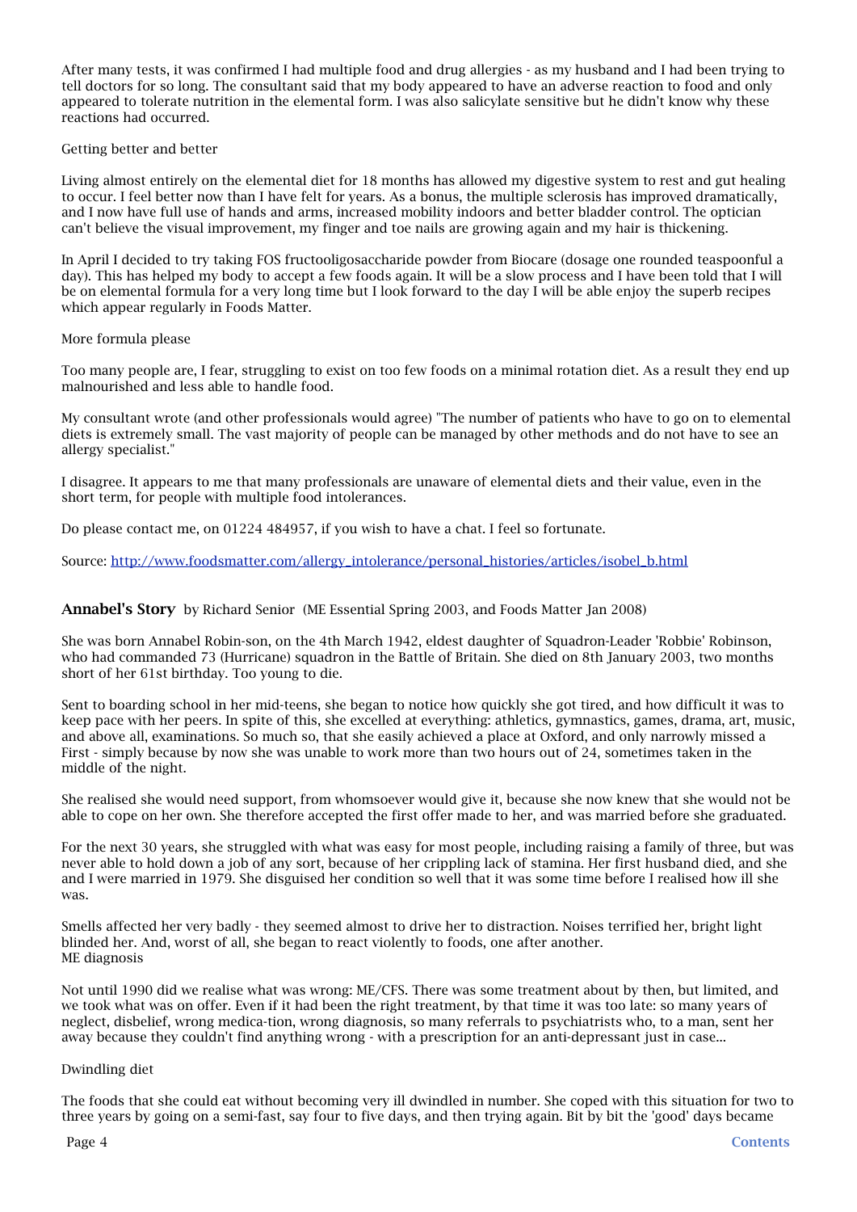After many tests, it was confirmed I had multiple food and drug allergies - as my husband and I had been trying to tell doctors for so long. The consultant said that my body appeared to have an adverse reaction to food and only appeared to tolerate nutrition in the elemental form. I was also salicylate sensitive but he didn't know why these reactions had occurred.

Getting better and better

Living almost entirely on the elemental diet for 18 months has allowed my digestive system to rest and gut healing to occur. I feel better now than I have felt for years. As a bonus, the multiple sclerosis has improved dramatically, and I now have full use of hands and arms, increased mobility indoors and better bladder control. The optician can't believe the visual improvement, my finger and toe nails are growing again and my hair is thickening.

In April I decided to try taking FOS fructooligosaccharide powder from Biocare (dosage one rounded teaspoonful a day). This has helped my body to accept a few foods again. It will be a slow process and I have been told that I will be on elemental formula for a very long time but I look forward to the day I will be able enjoy the superb recipes which appear regularly in Foods Matter.

More formula please

Too many people are, I fear, struggling to exist on too few foods on a minimal rotation diet. As a result they end up malnourished and less able to handle food.

My consultant wrote (and other professionals would agree) "The number of patients who have to go on to elemental diets is extremely small. The vast majority of people can be managed by other methods and do not have to see an allergy specialist."

I disagree. It appears to me that many professionals are unaware of elemental diets and their value, even in the short term, for people with multiple food intolerances.

Do please contact me, on 01224 484957, if you wish to have a chat. I feel so fortunate.

Source: [http://www.foodsmatter.com/allergy_intolerance/personal_histories/articles/isobel_b.html](http://www.foodsmatter.com/allergy_intolerance/personal_histories/articles/isobel_b.html)

## **Annabel's Story** by Richard Senior (ME Essential Spring 2003, and Foods Matter Jan 2008)

She was born Annabel Robin-son, on the 4th March 1942, eldest daughter of Squadron-Leader 'Robbie' Robinson, who had commanded 73 (Hurricane) squadron in the Battle of Britain. She died on 8th January 2003, two months short of her 61st birthday. Too young to die.

Sent to boarding school in her mid-teens, she began to notice how quickly she got tired, and how difficult it was to keep pace with her peers. In spite of this, she excelled at everything: athletics, gymnastics, games, drama, art, music, and above all, examinations. So much so, that she easily achieved a place at Oxford, and only narrowly missed a First - simply because by now she was unable to work more than two hours out of 24, sometimes taken in the middle of the night.

She realised she would need support, from whomsoever would give it, because she now knew that she would not be able to cope on her own. She therefore accepted the first offer made to her, and was married before she graduated.

For the next 30 years, she struggled with what was easy for most people, including raising a family of three, but was never able to hold down a job of any sort, because of her crippling lack of stamina. Her first husband died, and she and I were married in 1979. She disguised her condition so well that it was some time before I realised how ill she was.

Smells affected her very badly - they seemed almost to drive her to distraction. Noises terrified her, bright light blinded her. And, worst of all, she began to react violently to foods, one after another.
ME diagnosis

Not until 1990 did we realise what was wrong: ME/CFS. There was some treatment about by then, but limited, and we took what was on offer. Even if it had been the right treatment, by that time it was too late: so many years of neglect, disbelief, wrong medica-tion, wrong diagnosis, so many referrals to psychiatrists who, to a man, sent her away because they couldn't find anything wrong - with a prescription for an anti-depressant just in case...

Dwindling diet

The foods that she could eat without becoming very ill dwindled in number. She coped with this situation for two to three years by going on a semi-fast, say four to five days, and then trying again. Bit by bit the 'good' days became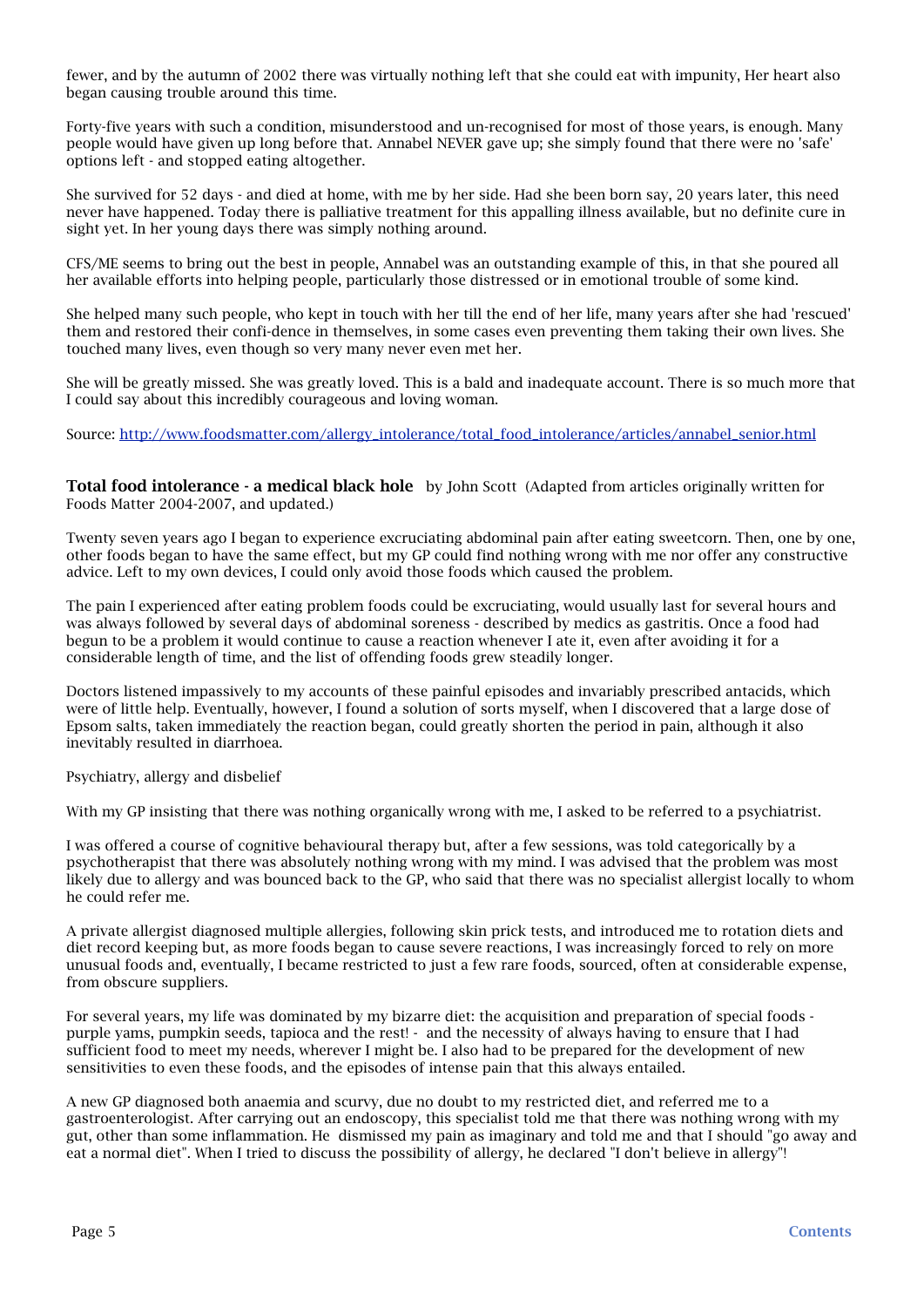fewer, and by the autumn of 2002 there was virtually nothing left that she could eat with impunity, Her heart also began causing trouble around this time.

Forty-five years with such a condition, misunderstood and un-recognised for most of those years, is enough. Many people would have given up long before that. Annabel NEVER gave up; she simply found that there were no 'safe' options left - and stopped eating altogether.

She survived for 52 days - and died at home, with me by her side. Had she been born say, 20 years later, this need never have happened. Today there is palliative treatment for this appalling illness available, but no definite cure in sight yet. In her young days there was simply nothing around.

CFS/ME seems to bring out the best in people, Annabel was an outstanding example of this, in that she poured all her available efforts into helping people, particularly those distressed or in emotional trouble of some kind.

She helped many such people, who kept in touch with her till the end of her life, many years after she had 'rescued' them and restored their confi-dence in themselves, in some cases even preventing them taking their own lives. She touched many lives, even though so very many never even met her.

She will be greatly missed. She was greatly loved. This is a bald and inadequate account. There is so much more that I could say about this incredibly courageous and loving woman.

Source: [http://www.foodsmatter.com/allergy_intolerance/total_food_intolerance/articles/annabel_senior.html](http://www.foodsmatter.com/allergy_intolerance/total_food_intolerance/articles/annabel_senior.html)

**Total food intolerance - a medical black hole** by John Scott (Adapted from articles originally written for Foods Matter 2004-2007, and updated.)

Twenty seven years ago I began to experience excruciating abdominal pain after eating sweetcorn. Then, one by one, other foods began to have the same effect, but my GP could find nothing wrong with me nor offer any constructive advice. Left to my own devices, I could only avoid those foods which caused the problem.

The pain I experienced after eating problem foods could be excruciating, would usually last for several hours and was always followed by several days of abdominal soreness - described by medics as gastritis. Once a food had begun to be a problem it would continue to cause a reaction whenever I ate it, even after avoiding it for a considerable length of time, and the list of offending foods grew steadily longer.

Doctors listened impassively to my accounts of these painful episodes and invariably prescribed antacids, which were of little help. Eventually, however, I found a solution of sorts myself, when I discovered that a large dose of Epsom salts, taken immediately the reaction began, could greatly shorten the period in pain, although it also inevitably resulted in diarrhoea.

Psychiatry, allergy and disbelief

With my GP insisting that there was nothing organically wrong with me, I asked to be referred to a psychiatrist.

I was offered a course of cognitive behavioural therapy but, after a few sessions, was told categorically by a psychotherapist that there was absolutely nothing wrong with my mind. I was advised that the problem was most likely due to allergy and was bounced back to the GP, who said that there was no specialist allergist locally to whom he could refer me.

A private allergist diagnosed multiple allergies, following skin prick tests, and introduced me to rotation diets and diet record keeping but, as more foods began to cause severe reactions, I was increasingly forced to rely on more unusual foods and, eventually, I became restricted to just a few rare foods, sourced, often at considerable expense, from obscure suppliers.

For several years, my life was dominated by my bizarre diet: the acquisition and preparation of special foods - purple yams, pumpkin seeds, tapioca and the rest! - and the necessity of always having to ensure that I had sufficient food to meet my needs, wherever I might be. I also had to be prepared for the development of new sensitivities to even these foods, and the episodes of intense pain that this always entailed.

A new GP diagnosed both anaemia and scurvy, due no doubt to my restricted diet, and referred me to a gastroenterologist. After carrying out an endoscopy, this specialist told me that there was nothing wrong with my gut, other than some inflammation. He dismissed my pain as imaginary and told me and that I should "go away and eat a normal diet". When I tried to discuss the possibility of allergy, he declared "I don't believe in allergy"!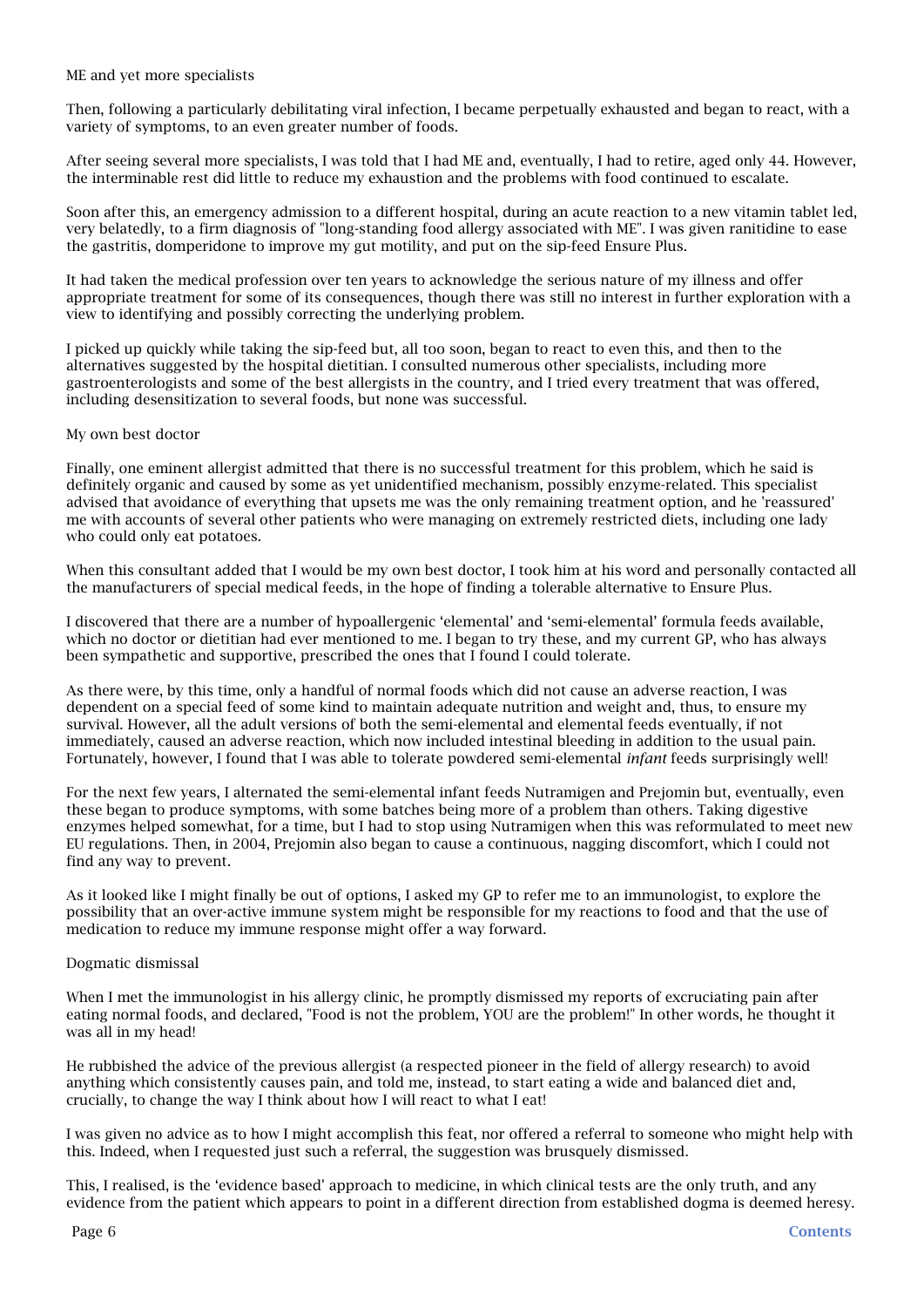## ME and yet more specialists

Then, following a particularly debilitating viral infection, I became perpetually exhausted and began to react, with a variety of symptoms, to an even greater number of foods.

After seeing several more specialists, I was told that I had ME and, eventually, I had to retire, aged only 44. However, the interminable rest did little to reduce my exhaustion and the problems with food continued to escalate.

Soon after this, an emergency admission to a different hospital, during an acute reaction to a new vitamin tablet led, very belatedly, to a firm diagnosis of "long-standing food allergy associated with ME". I was given ranitidine to ease the gastritis, domperidone to improve my gut motility, and put on the sip-feed Ensure Plus.

It had taken the medical profession over ten years to acknowledge the serious nature of my illness and offer appropriate treatment for some of its consequences, though there was still no interest in further exploration with a view to identifying and possibly correcting the underlying problem.

I picked up quickly while taking the sip-feed but, all too soon, began to react to even this, and then to the alternatives suggested by the hospital dietitian. I consulted numerous other specialists, including more gastroenterologists and some of the best allergists in the country, and I tried every treatment that was offered, including desensitization to several foods, but none was successful.

## My own best doctor

Finally, one eminent allergist admitted that there is no successful treatment for this problem, which he said is definitely organic and caused by some as yet unidentified mechanism, possibly enzyme-related. This specialist advised that avoidance of everything that upsets me was the only remaining treatment option, and he 'reassured' me with accounts of several other patients who were managing on extremely restricted diets, including one lady who could only eat potatoes.

When this consultant added that I would be my own best doctor, I took him at his word and personally contacted all the manufacturers of special medical feeds, in the hope of finding a tolerable alternative to Ensure Plus.

I discovered that there are a number of hypoallergenic 'elemental' and 'semi-elemental' formula feeds available, which no doctor or dietitian had ever mentioned to me. I began to try these, and my current GP, who has always been sympathetic and supportive, prescribed the ones that I found I could tolerate.

As there were, by this time, only a handful of normal foods which did not cause an adverse reaction, I was dependent on a special feed of some kind to maintain adequate nutrition and weight and, thus, to ensure my survival. However, all the adult versions of both the semi-elemental and elemental feeds eventually, if not immediately, caused an adverse reaction, which now included intestinal bleeding in addition to the usual pain. Fortunately, however, I found that I was able to tolerate powdered semi-elemental *infant* feeds surprisingly well!

For the next few years, I alternated the semi-elemental infant feeds Nutramigen and Prejomin but, eventually, even these began to produce symptoms, with some batches being more of a problem than others. Taking digestive enzymes helped somewhat, for a time, but I had to stop using Nutramigen when this was reformulated to meet new EU regulations. Then, in 2004, Prejomin also began to cause a continuous, nagging discomfort, which I could not find any way to prevent.

As it looked like I might finally be out of options, I asked my GP to refer me to an immunologist, to explore the possibility that an over-active immune system might be responsible for my reactions to food and that the use of medication to reduce my immune response might offer a way forward.

## Dogmatic dismissal

When I met the immunologist in his allergy clinic, he promptly dismissed my reports of excruciating pain after eating normal foods, and declared, "Food is not the problem, YOU are the problem!" In other words, he thought it was all in my head!

He rubbished the advice of the previous allergist (a respected pioneer in the field of allergy research) to avoid anything which consistently causes pain, and told me, instead, to start eating a wide and balanced diet and, crucially, to change the way I think about how I will react to what I eat!

I was given no advice as to how I might accomplish this feat, nor offered a referral to someone who might help with this. Indeed, when I requested just such a referral, the suggestion was brusquely dismissed.

This, I realised, is the 'evidence based' approach to medicine, in which clinical tests are the only truth, and any evidence from the patient which appears to point in a different direction from established dogma is deemed heresy.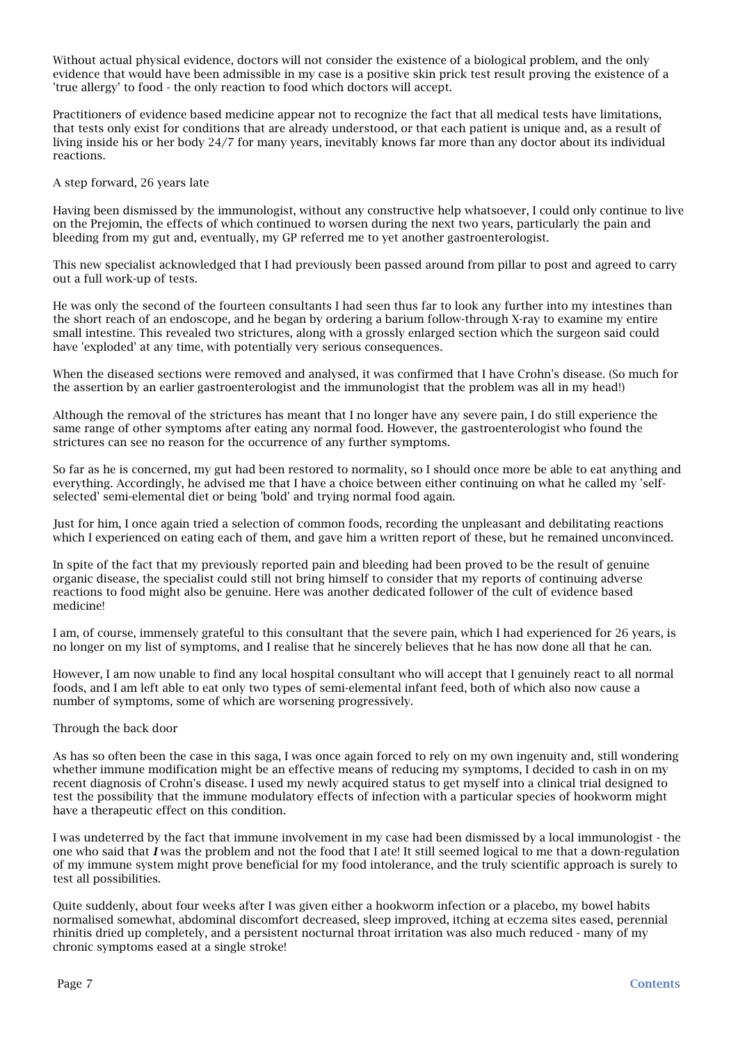Without actual physical evidence, doctors will not consider the existence of a biological problem, and the only evidence that would have been admissible in my case is a positive skin prick test result proving the existence of a 'true allergy' to food - the only reaction to food which doctors will accept.

Practitioners of evidence based medicine appear not to recognize the fact that all medical tests have limitations, that tests only exist for conditions that are already understood, or that each patient is unique and, as a result of living inside his or her body 24/7 for many years, inevitably knows far more than any doctor about its individual reactions.

## A step forward, 26 years late

Having been dismissed by the immunologist, without any constructive help whatsoever, I could only continue to live on the Prejomin, the effects of which continued to worsen during the next two years, particularly the pain and bleeding from my gut and, eventually, my GP referred me to yet another gastroenterologist.

This new specialist acknowledged that I had previously been passed around from pillar to post and agreed to carry out a full work-up of tests.

He was only the second of the fourteen consultants I had seen thus far to look any further into my intestines than the short reach of an endoscope, and he began by ordering a barium follow-through X-ray to examine my entire small intestine. This revealed two strictures, along with a grossly enlarged section which the surgeon said could have 'exploded' at any time, with potentially very serious consequences.

When the diseased sections were removed and analysed, it was confirmed that I have Crohn's disease. (So much for the assertion by an earlier gastroenterologist and the immunologist that the problem was all in my head!)

Although the removal of the strictures has meant that I no longer have any severe pain, I do still experience the same range of other symptoms after eating any normal food. However, the gastroenterologist who found the strictures can see no reason for the occurrence of any further symptoms.

So far as he is concerned, my gut had been restored to normality, so I should once more be able to eat anything and everything. Accordingly, he advised me that I have a choice between either continuing on what he called my 'self-selected' semi-elemental diet or being 'bold' and trying normal food again.

Just for him, I once again tried a selection of common foods, recording the unpleasant and debilitating reactions which I experienced on eating each of them, and gave him a written report of these, but he remained unconvinced.

In spite of the fact that my previously reported pain and bleeding had been proved to be the result of genuine organic disease, the specialist could still not bring himself to consider that my reports of continuing adverse reactions to food might also be genuine. Here was another dedicated follower of the cult of evidence based medicine!

I am, of course, immensely grateful to this consultant that the severe pain, which I had experienced for 26 years, is no longer on my list of symptoms, and I realise that he sincerely believes that he has now done all that he can.

However, I am now unable to find any local hospital consultant who will accept that I genuinely react to all normal foods, and I am left able to eat only two types of semi-elemental infant feed, both of which also now cause a number of symptoms, some of which are worsening progressively.

## Through the back door

As has so often been the case in this saga, I was once again forced to rely on my own ingenuity and, still wondering whether immune modification might be an effective means of reducing my symptoms, I decided to cash in on my recent diagnosis of Crohn's disease. I used my newly acquired status to get myself into a clinical trial designed to test the possibility that the immune modulatory effects of infection with a particular species of hookworm might have a therapeutic effect on this condition.

I was undeterred by the fact that immune involvement in my case had been dismissed by a local immunologist - the one who said that ***I*** was the problem and not the food that I ate! It still seemed logical to me that a down-regulation of my immune system might prove beneficial for my food intolerance, and the truly scientific approach is surely to test all possibilities.

Quite suddenly, about four weeks after I was given either a hookworm infection or a placebo, my bowel habits normalised somewhat, abdominal discomfort decreased, sleep improved, itching at eczema sites eased, perennial rhinitis dried up completely, and a persistent nocturnal throat irritation was also much reduced - many of my chronic symptoms eased at a single stroke!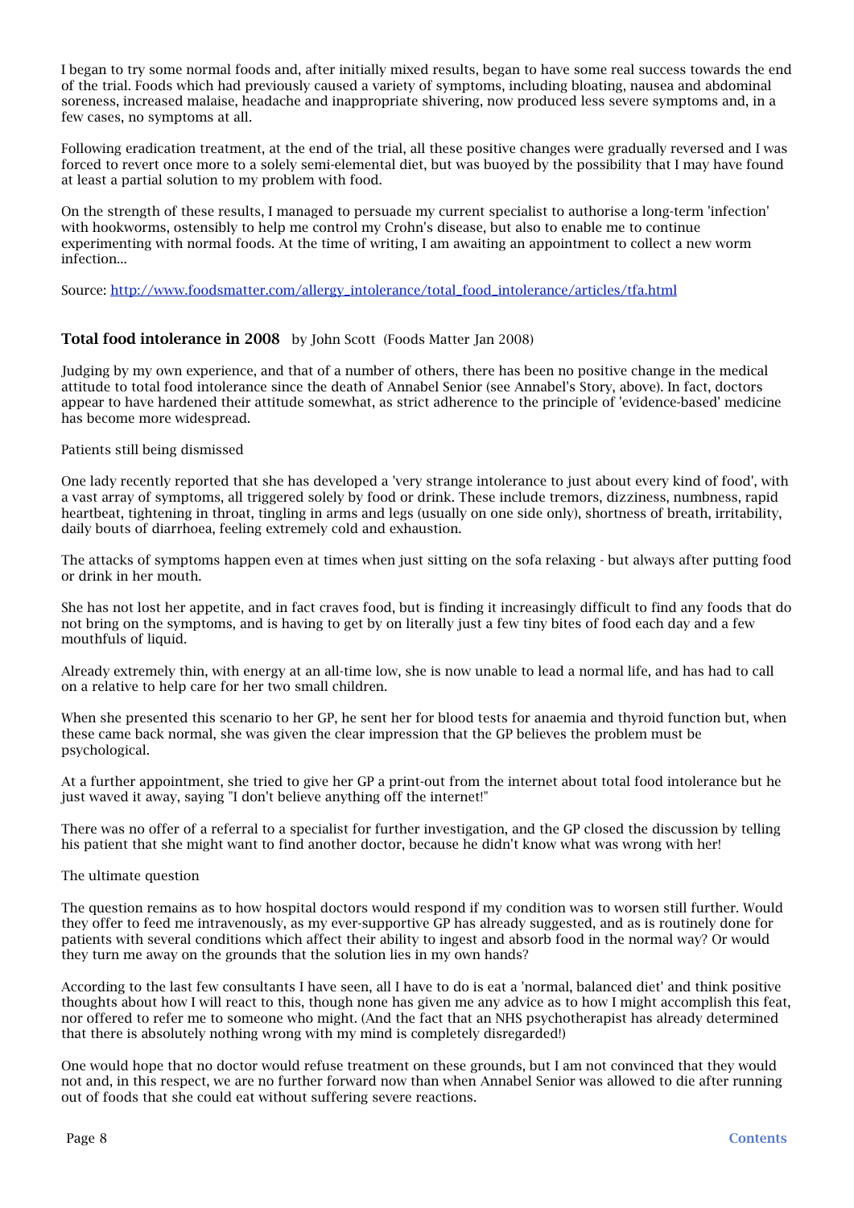I began to try some normal foods and, after initially mixed results, began to have some real success towards the end of the trial. Foods which had previously caused a variety of symptoms, including bloating, nausea and abdominal soreness, increased malaise, headache and inappropriate shivering, now produced less severe symptoms and, in a few cases, no symptoms at all.

Following eradication treatment, at the end of the trial, all these positive changes were gradually reversed and I was forced to revert once more to a solely semi-elemental diet, but was buoyed by the possibility that I may have found at least a partial solution to my problem with food.

On the strength of these results, I managed to persuade my current specialist to authorise a long-term 'infection' with hookworms, ostensibly to help me control my Crohn's disease, but also to enable me to continue experimenting with normal foods. At the time of writing, I am awaiting an appointment to collect a new worm infection...

Source: [http://www.foodsmatter.com/allergy_intolerance/total_food_intolerance/articles/tfa.html](http://www.foodsmatter.com/allergy_intolerance/total_food_intolerance/articles/tfa.html)

## **Total food intolerance in 2008** by John Scott (Foods Matter Jan 2008)

Judging by my own experience, and that of a number of others, there has been no positive change in the medical attitude to total food intolerance since the death of Annabel Senior (see Annabel's Story, above). In fact, doctors appear to have hardened their attitude somewhat, as strict adherence to the principle of 'evidence-based' medicine has become more widespread.

Patients still being dismissed

One lady recently reported that she has developed a 'very strange intolerance to just about every kind of food', with a vast array of symptoms, all triggered solely by food or drink. These include tremors, dizziness, numbness, rapid heartbeat, tightening in throat, tingling in arms and legs (usually on one side only), shortness of breath, irritability, daily bouts of diarrhoea, feeling extremely cold and exhaustion.

The attacks of symptoms happen even at times when just sitting on the sofa relaxing - but always after putting food or drink in her mouth.

She has not lost her appetite, and in fact craves food, but is finding it increasingly difficult to find any foods that do not bring on the symptoms, and is having to get by on literally just a few tiny bites of food each day and a few mouthfuls of liquid.

Already extremely thin, with energy at an all-time low, she is now unable to lead a normal life, and has had to call on a relative to help care for her two small children.

When she presented this scenario to her GP, he sent her for blood tests for anaemia and thyroid function but, when these came back normal, she was given the clear impression that the GP believes the problem must be psychological.

At a further appointment, she tried to give her GP a print-out from the internet about total food intolerance but he just waved it away, saying "I don't believe anything off the internet!"

There was no offer of a referral to a specialist for further investigation, and the GP closed the discussion by telling his patient that she might want to find another doctor, because he didn't know what was wrong with her!

The ultimate question

The question remains as to how hospital doctors would respond if my condition was to worsen still further. Would they offer to feed me intravenously, as my ever-supportive GP has already suggested, and as is routinely done for patients with several conditions which affect their ability to ingest and absorb food in the normal way? Or would they turn me away on the grounds that the solution lies in my own hands?

According to the last few consultants I have seen, all I have to do is eat a 'normal, balanced diet' and think positive thoughts about how I will react to this, though none has given me any advice as to how I might accomplish this feat, nor offered to refer me to someone who might. (And the fact that an NHS psychotherapist has already determined that there is absolutely nothing wrong with my mind is completely disregarded!)

One would hope that no doctor would refuse treatment on these grounds, but I am not convinced that they would not and, in this respect, we are no further forward now than when Annabel Senior was allowed to die after running out of foods that she could eat without suffering severe reactions.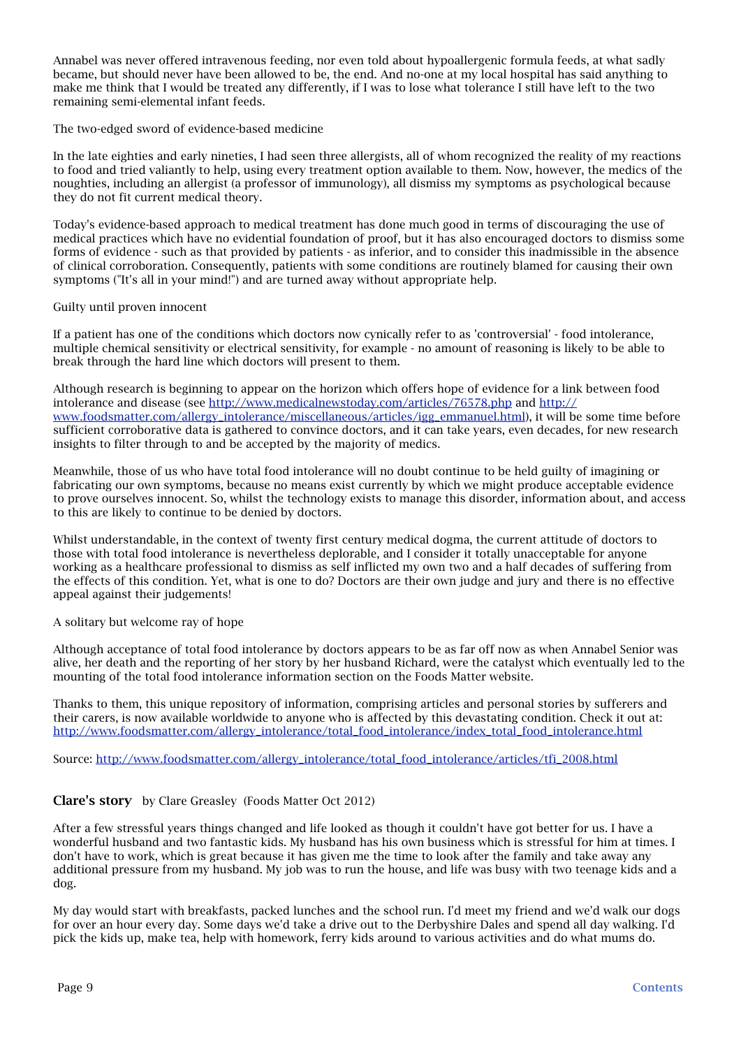Annabel was never offered intravenous feeding, nor even told about hypoallergenic formula feeds, at what sadly became, but should never have been allowed to be, the end. And no-one at my local hospital has said anything to make me think that I would be treated any differently, if I was to lose what tolerance I still have left to the two remaining semi-elemental infant feeds.

The two-edged sword of evidence-based medicine

In the late eighties and early nineties, I had seen three allergists, all of whom recognized the reality of my reactions to food and tried valiantly to help, using every treatment option available to them. Now, however, the medics of the noughties, including an allergist (a professor of immunology), all dismiss my symptoms as psychological because they do not fit current medical theory.

Today's evidence-based approach to medical treatment has done much good in terms of discouraging the use of medical practices which have no evidential foundation of proof, but it has also encouraged doctors to dismiss some forms of evidence - such as that provided by patients - as inferior, and to consider this inadmissible in the absence of clinical corroboration. Consequently, patients with some conditions are routinely blamed for causing their own symptoms ("It's all in your mind!") and are turned away without appropriate help.

Guilty until proven innocent

If a patient has one of the conditions which doctors now cynically refer to as 'controversial' - food intolerance, multiple chemical sensitivity or electrical sensitivity, for example - no amount of reasoning is likely to be able to break through the hard line which doctors will present to them.

Although research is beginning to appear on the horizon which offers hope of evidence for a link between food intolerance and disease (see [http://www.medicalnewstoday.com/articles/76578.php](http://www.medicalnewstoday.com/articles/76578.php) and [http://www.foodsmatter.com/allergy_intolerance/miscellaneous/articles/igg_emmanuel.html](http://www.foodsmatter.com/allergy_intolerance/miscellaneous/articles/igg_emmanuel.html)), it will be some time before sufficient corroborative data is gathered to convince doctors, and it can take years, even decades, for new research insights to filter through to and be accepted by the majority of medics.

Meanwhile, those of us who have total food intolerance will no doubt continue to be held guilty of imagining or fabricating our own symptoms, because no means exist currently by which we might produce acceptable evidence to prove ourselves innocent. So, whilst the technology exists to manage this disorder, information about, and access to this are likely to continue to be denied by doctors.

Whilst understandable, in the context of twenty first century medical dogma, the current attitude of doctors to those with total food intolerance is nevertheless deplorable, and I consider it totally unacceptable for anyone working as a healthcare professional to dismiss as self inflicted my own two and a half decades of suffering from the effects of this condition. Yet, what is one to do? Doctors are their own judge and jury and there is no effective appeal against their judgements!

A solitary but welcome ray of hope

Although acceptance of total food intolerance by doctors appears to be as far off now as when Annabel Senior was alive, her death and the reporting of her story by her husband Richard, were the catalyst which eventually led to the mounting of the total food intolerance information section on the Foods Matter website.

Thanks to them, this unique repository of information, comprising articles and personal stories by sufferers and their carers, is now available worldwide to anyone who is affected by this devastating condition. Check it out at: [http://www.foodsmatter.com/allergy_intolerance/total_food_intolerance/index_total_food_intolerance.html](http://www.foodsmatter.com/allergy_intolerance/total_food_intolerance/index_total_food_intolerance.html)

Source: [http://www.foodsmatter.com/allergy_intolerance/total_food_intolerance/articles/tfi_2008.html](http://www.foodsmatter.com/allergy_intolerance/total_food_intolerance/articles/tfi_2008.html)

## Clare's story by Clare Greasley (Foods Matter Oct 2012)

After a few stressful years things changed and life looked as though it couldn't have got better for us. I have a wonderful husband and two fantastic kids. My husband has his own business which is stressful for him at times. I don't have to work, which is great because it has given me the time to look after the family and take away any additional pressure from my husband. My job was to run the house, and life was busy with two teenage kids and a dog.

My day would start with breakfasts, packed lunches and the school run. I'd meet my friend and we'd walk our dogs for over an hour every day. Some days we'd take a drive out to the Derbyshire Dales and spend all day walking. I'd pick the kids up, make tea, help with homework, ferry kids around to various activities and do what mums do.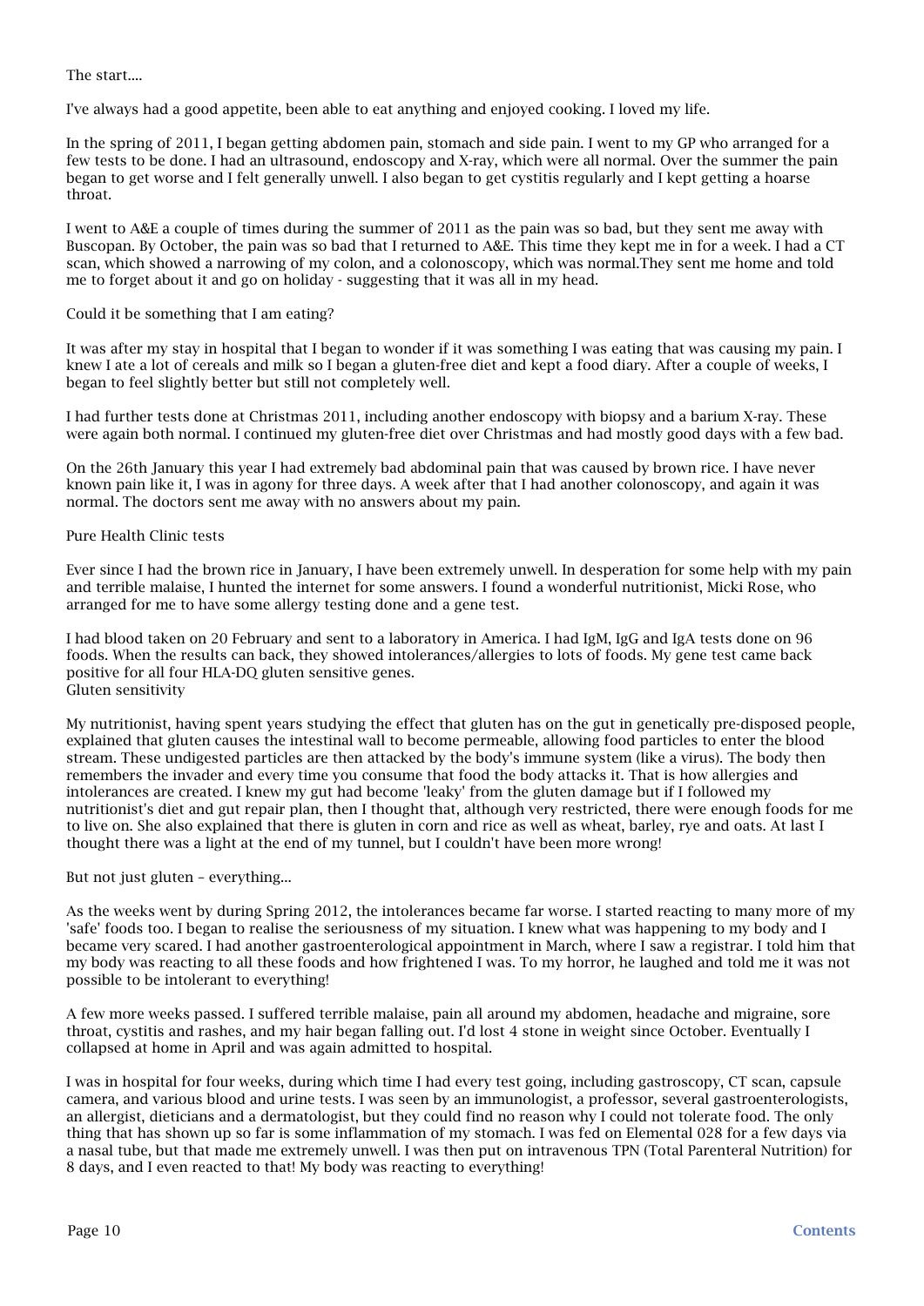## The start....

I've always had a good appetite, been able to eat anything and enjoyed cooking. I loved my life.

In the spring of 2011, I began getting abdomen pain, stomach and side pain. I went to my GP who arranged for a few tests to be done. I had an ultrasound, endoscopy and X-ray, which were all normal. Over the summer the pain began to get worse and I felt generally unwell. I also began to get cystitis regularly and I kept getting a hoarse throat.

I went to A&E a couple of times during the summer of 2011 as the pain was so bad, but they sent me away with Buscopan. By October, the pain was so bad that I returned to A&E. This time they kept me in for a week. I had a CT scan, which showed a narrowing of my colon, and a colonoscopy, which was normal.They sent me home and told me to forget about it and go on holiday - suggesting that it was all in my head.

## Could it be something that I am eating?

It was after my stay in hospital that I began to wonder if it was something I was eating that was causing my pain. I knew I ate a lot of cereals and milk so I began a gluten-free diet and kept a food diary. After a couple of weeks, I began to feel slightly better but still not completely well.

I had further tests done at Christmas 2011, including another endoscopy with biopsy and a barium X-ray. These were again both normal. I continued my gluten-free diet over Christmas and had mostly good days with a few bad.

On the 26th January this year I had extremely bad abdominal pain that was caused by brown rice. I have never known pain like it, I was in agony for three days. A week after that I had another colonoscopy, and again it was normal. The doctors sent me away with no answers about my pain.

## Pure Health Clinic tests

Ever since I had the brown rice in January, I have been extremely unwell. In desperation for some help with my pain and terrible malaise, I hunted the internet for some answers. I found a wonderful nutritionist, Micki Rose, who arranged for me to have some allergy testing done and a gene test.

I had blood taken on 20 February and sent to a laboratory in America. I had IgM, IgG and IgA tests done on 96 foods. When the results can back, they showed intolerances/allergies to lots of foods. My gene test came back positive for all four HLA-DQ gluten sensitive genes.

## Gluten sensitivity

My nutritionist, having spent years studying the effect that gluten has on the gut in genetically pre-disposed people, explained that gluten causes the intestinal wall to become permeable, allowing food particles to enter the blood stream. These undigested particles are then attacked by the body's immune system (like a virus). The body then remembers the invader and every time you consume that food the body attacks it. That is how allergies and intolerances are created. I knew my gut had become 'leaky' from the gluten damage but if I followed my nutritionist's diet and gut repair plan, then I thought that, although very restricted, there were enough foods for me to live on. She also explained that there is gluten in corn and rice as well as wheat, barley, rye and oats. At last I thought there was a light at the end of my tunnel, but I couldn't have been more wrong!

## But not just gluten – everything...

As the weeks went by during Spring 2012, the intolerances became far worse. I started reacting to many more of my 'safe' foods too. I began to realise the seriousness of my situation. I knew what was happening to my body and I became very scared. I had another gastroenterological appointment in March, where I saw a registrar. I told him that my body was reacting to all these foods and how frightened I was. To my horror, he laughed and told me it was not possible to be intolerant to everything!

A few more weeks passed. I suffered terrible malaise, pain all around my abdomen, headache and migraine, sore throat, cystitis and rashes, and my hair began falling out. I'd lost 4 stone in weight since October. Eventually I collapsed at home in April and was again admitted to hospital.

I was in hospital for four weeks, during which time I had every test going, including gastroscopy, CT scan, capsule camera, and various blood and urine tests. I was seen by an immunologist, a professor, several gastroenterologists, an allergist, dieticians and a dermatologist, but they could find no reason why I could not tolerate food. The only thing that has shown up so far is some inflammation of my stomach. I was fed on Elemental 028 for a few days via a nasal tube, but that made me extremely unwell. I was then put on intravenous TPN (Total Parenteral Nutrition) for 8 days, and I even reacted to that! My body was reacting to everything!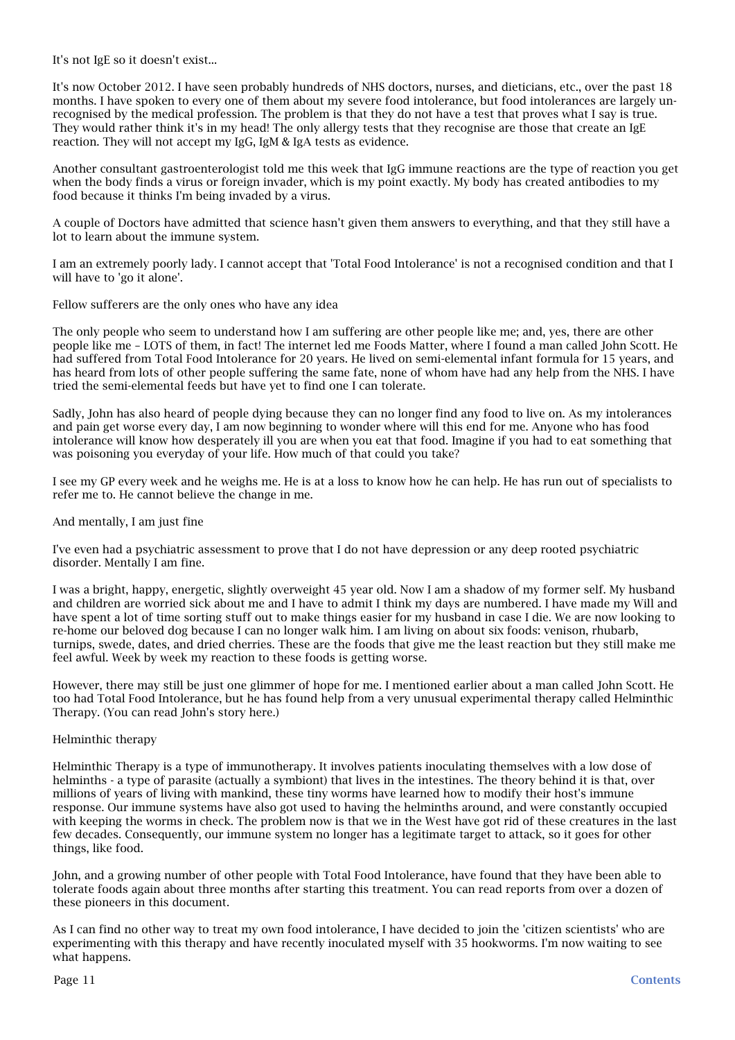It's not IgE so it doesn't exist...

It's now October 2012. I have seen probably hundreds of NHS doctors, nurses, and dieticians, etc., over the past 18 months. I have spoken to every one of them about my severe food intolerance, but food intolerances are largely un-recognised by the medical profession. The problem is that they do not have a test that proves what I say is true. They would rather think it's in my head! The only allergy tests that they recognise are those that create an IgE reaction. They will not accept my IgG, IgM & IgA tests as evidence.

Another consultant gastroenterologist told me this week that IgG immune reactions are the type of reaction you get when the body finds a virus or foreign invader, which is my point exactly. My body has created antibodies to my food because it thinks I'm being invaded by a virus.

A couple of Doctors have admitted that science hasn't given them answers to everything, and that they still have a lot to learn about the immune system.

I am an extremely poorly lady. I cannot accept that 'Total Food Intolerance' is not a recognised condition and that I will have to 'go it alone'.

Fellow sufferers are the only ones who have any idea

The only people who seem to understand how I am suffering are other people like me; and, yes, there are other people like me – LOTS of them, in fact! The internet led me Foods Matter, where I found a man called John Scott. He had suffered from Total Food Intolerance for 20 years. He lived on semi-elemental infant formula for 15 years, and has heard from lots of other people suffering the same fate, none of whom have had any help from the NHS. I have tried the semi-elemental feeds but have yet to find one I can tolerate.

Sadly, John has also heard of people dying because they can no longer find any food to live on. As my intolerances and pain get worse every day, I am now beginning to wonder where will this end for me. Anyone who has food intolerance will know how desperately ill you are when you eat that food. Imagine if you had to eat something that was poisoning you everyday of your life. How much of that could you take?

I see my GP every week and he weighs me. He is at a loss to know how he can help. He has run out of specialists to refer me to. He cannot believe the change in me.

And mentally, I am just fine

I've even had a psychiatric assessment to prove that I do not have depression or any deep rooted psychiatric disorder. Mentally I am fine.

I was a bright, happy, energetic, slightly overweight 45 year old. Now I am a shadow of my former self. My husband and children are worried sick about me and I have to admit I think my days are numbered. I have made my Will and have spent a lot of time sorting stuff out to make things easier for my husband in case I die. We are now looking to re-home our beloved dog because I can no longer walk him. I am living on about six foods: venison, rhubarb, turnips, swede, dates, and dried cherries. These are the foods that give me the least reaction but they still make me feel awful. Week by week my reaction to these foods is getting worse.

However, there may still be just one glimmer of hope for me. I mentioned earlier about a man called John Scott. He too had Total Food Intolerance, but he has found help from a very unusual experimental therapy called Helminthic Therapy. (You can read John's story here.)

Helminthic therapy

Helminthic Therapy is a type of immunotherapy. It involves patients inoculating themselves with a low dose of helminths - a type of parasite (actually a symbiont) that lives in the intestines. The theory behind it is that, over millions of years of living with mankind, these tiny worms have learned how to modify their host's immune response. Our immune systems have also got used to having the helminths around, and were constantly occupied with keeping the worms in check. The problem now is that we in the West have got rid of these creatures in the last few decades. Consequently, our immune system no longer has a legitimate target to attack, so it goes for other things, like food.

John, and a growing number of other people with Total Food Intolerance, have found that they have been able to tolerate foods again about three months after starting this treatment. You can read reports from over a dozen of these pioneers in this document.

As I can find no other way to treat my own food intolerance, I have decided to join the 'citizen scientists' who are experimenting with this therapy and have recently inoculated myself with 35 hookworms. I'm now waiting to see what happens.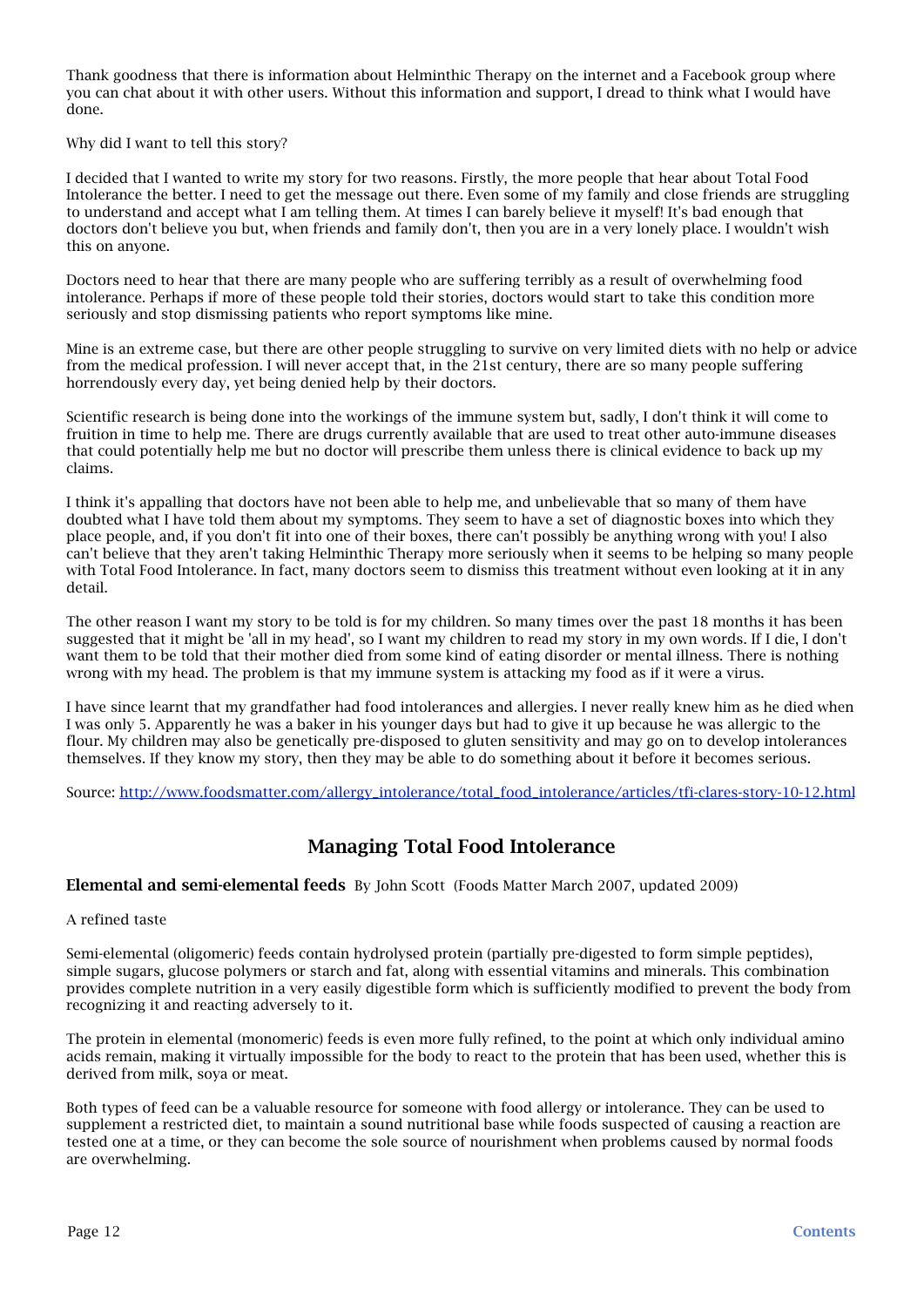Thank goodness that there is information about Helminthic Therapy on the internet and a Facebook group where you can chat about it with other users. Without this information and support, I dread to think what I would have done.

Why did I want to tell this story?

I decided that I wanted to write my story for two reasons. Firstly, the more people that hear about Total Food Intolerance the better. I need to get the message out there. Even some of my family and close friends are struggling to understand and accept what I am telling them. At times I can barely believe it myself! It's bad enough that doctors don't believe you but, when friends and family don't, then you are in a very lonely place. I wouldn't wish this on anyone.

Doctors need to hear that there are many people who are suffering terribly as a result of overwhelming food intolerance. Perhaps if more of these people told their stories, doctors would start to take this condition more seriously and stop dismissing patients who report symptoms like mine.

Mine is an extreme case, but there are other people struggling to survive on very limited diets with no help or advice from the medical profession. I will never accept that, in the 21st century, there are so many people suffering horrendously every day, yet being denied help by their doctors.

Scientific research is being done into the workings of the immune system but, sadly, I don't think it will come to fruition in time to help me. There are drugs currently available that are used to treat other auto-immune diseases that could potentially help me but no doctor will prescribe them unless there is clinical evidence to back up my claims.

I think it's appalling that doctors have not been able to help me, and unbelievable that so many of them have doubted what I have told them about my symptoms. They seem to have a set of diagnostic boxes into which they place people, and, if you don't fit into one of their boxes, there can't possibly be anything wrong with you! I also can't believe that they aren't taking Helminthic Therapy more seriously when it seems to be helping so many people with Total Food Intolerance. In fact, many doctors seem to dismiss this treatment without even looking at it in any detail.

The other reason I want my story to be told is for my children. So many times over the past 18 months it has been suggested that it might be 'all in my head', so I want my children to read my story in my own words. If I die, I don't want them to be told that their mother died from some kind of eating disorder or mental illness. There is nothing wrong with my head. The problem is that my immune system is attacking my food as if it were a virus.

I have since learnt that my grandfather had food intolerances and allergies. I never really knew him as he died when I was only 5. Apparently he was a baker in his younger days but had to give it up because he was allergic to the flour. My children may also be genetically pre-disposed to gluten sensitivity and may go on to develop intolerances themselves. If they know my story, then they may be able to do something about it before it becomes serious.

Source: [http://www.foodsmatter.com/allergy_intolerance/total_food_intolerance/articles/tfi-clares-story-10-12.html](http://www.foodsmatter.com/allergy_intolerance/total_food_intolerance/articles/tfi-clares-story-10-12.html)

## Managing Total Food Intolerance

**Elemental and semi-elemental feeds** By John Scott (Foods Matter March 2007, updated 2009)

A refined taste

Semi-elemental (oligomeric) feeds contain hydrolysed protein (partially pre-digested to form simple peptides), simple sugars, glucose polymers or starch and fat, along with essential vitamins and minerals. This combination provides complete nutrition in a very easily digestible form which is sufficiently modified to prevent the body from recognizing it and reacting adversely to it.

The protein in elemental (monomeric) feeds is even more fully refined, to the point at which only individual amino acids remain, making it virtually impossible for the body to react to the protein that has been used, whether this is derived from milk, soya or meat.

Both types of feed can be a valuable resource for someone with food allergy or intolerance. They can be used to supplement a restricted diet, to maintain a sound nutritional base while foods suspected of causing a reaction are tested one at a time, or they can become the sole source of nourishment when problems caused by normal foods are overwhelming.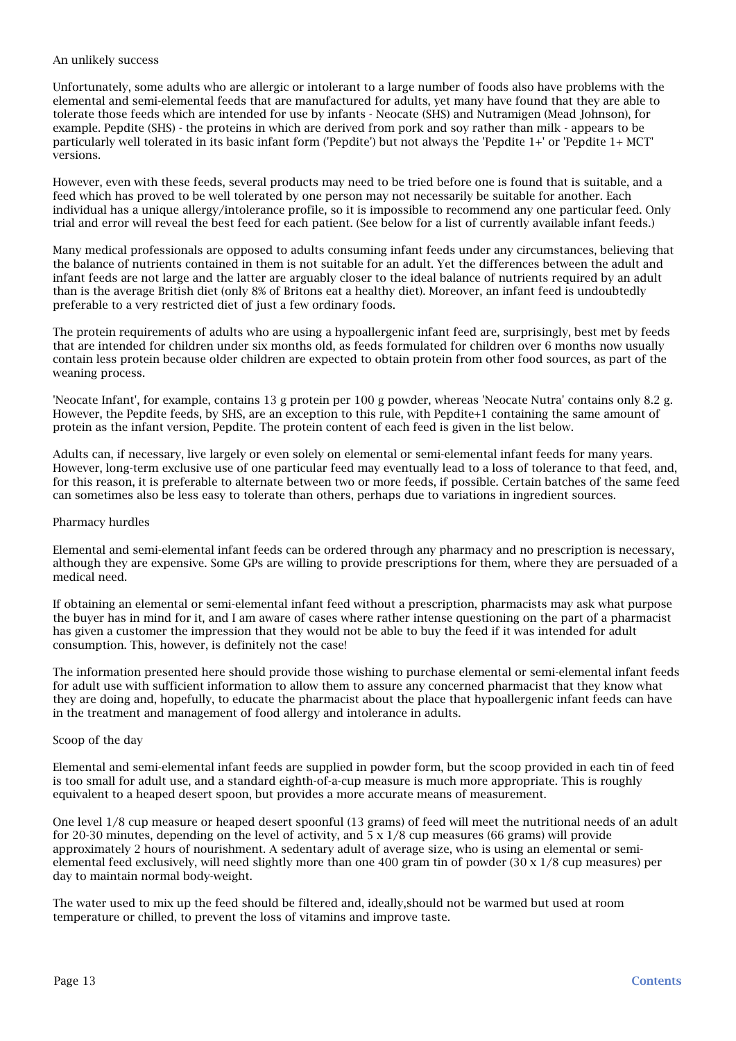## An unlikely success

Unfortunately, some adults who are allergic or intolerant to a large number of foods also have problems with the elemental and semi-elemental feeds that are manufactured for adults, yet many have found that they are able to tolerate those feeds which are intended for use by infants - Neocate (SHS) and Nutramigen (Mead Johnson), for example. Pepdite (SHS) - the proteins in which are derived from pork and soy rather than milk - appears to be particularly well tolerated in its basic infant form ('Pepdite') but not always the 'Pepdite 1+' or 'Pepdite 1+ MCT' versions.

However, even with these feeds, several products may need to be tried before one is found that is suitable, and a feed which has proved to be well tolerated by one person may not necessarily be suitable for another. Each individual has a unique allergy/intolerance profile, so it is impossible to recommend any one particular feed. Only trial and error will reveal the best feed for each patient. (See below for a list of currently available infant feeds.)

Many medical professionals are opposed to adults consuming infant feeds under any circumstances, believing that the balance of nutrients contained in them is not suitable for an adult. Yet the differences between the adult and infant feeds are not large and the latter are arguably closer to the ideal balance of nutrients required by an adult than is the average British diet (only 8% of Britons eat a healthy diet). Moreover, an infant feed is undoubtedly preferable to a very restricted diet of just a few ordinary foods.

The protein requirements of adults who are using a hypoallergenic infant feed are, surprisingly, best met by feeds that are intended for children under six months old, as feeds formulated for children over 6 months now usually contain less protein because older children are expected to obtain protein from other food sources, as part of the weaning process.

'Neocate Infant', for example, contains 13 g protein per 100 g powder, whereas 'Neocate Nutra' contains only 8.2 g. However, the Pepdite feeds, by SHS, are an exception to this rule, with Pepdite+1 containing the same amount of protein as the infant version, Pepdite. The protein content of each feed is given in the list below.

Adults can, if necessary, live largely or even solely on elemental or semi-elemental infant feeds for many years. However, long-term exclusive use of one particular feed may eventually lead to a loss of tolerance to that feed, and, for this reason, it is preferable to alternate between two or more feeds, if possible. Certain batches of the same feed can sometimes also be less easy to tolerate than others, perhaps due to variations in ingredient sources.

## Pharmacy hurdles

Elemental and semi-elemental infant feeds can be ordered through any pharmacy and no prescription is necessary, although they are expensive. Some GPs are willing to provide prescriptions for them, where they are persuaded of a medical need.

If obtaining an elemental or semi-elemental infant feed without a prescription, pharmacists may ask what purpose the buyer has in mind for it, and I am aware of cases where rather intense questioning on the part of a pharmacist has given a customer the impression that they would not be able to buy the feed if it was intended for adult consumption. This, however, is definitely not the case!

The information presented here should provide those wishing to purchase elemental or semi-elemental infant feeds for adult use with sufficient information to allow them to assure any concerned pharmacist that they know what they are doing and, hopefully, to educate the pharmacist about the place that hypoallergenic infant feeds can have in the treatment and management of food allergy and intolerance in adults.

## Scoop of the day

Elemental and semi-elemental infant feeds are supplied in powder form, but the scoop provided in each tin of feed is too small for adult use, and a standard eighth-of-a-cup measure is much more appropriate. This is roughly equivalent to a heaped desert spoon, but provides a more accurate means of measurement.

One level 1/8 cup measure or heaped desert spoonful (13 grams) of feed will meet the nutritional needs of an adult for 20-30 minutes, depending on the level of activity, and 5 x 1/8 cup measures (66 grams) will provide approximately 2 hours of nourishment. A sedentary adult of average size, who is using an elemental or semi-elemental feed exclusively, will need slightly more than one 400 gram tin of powder (30 x 1/8 cup measures) per day to maintain normal body-weight.

The water used to mix up the feed should be filtered and, ideally,should not be warmed but used at room temperature or chilled, to prevent the loss of vitamins and improve taste.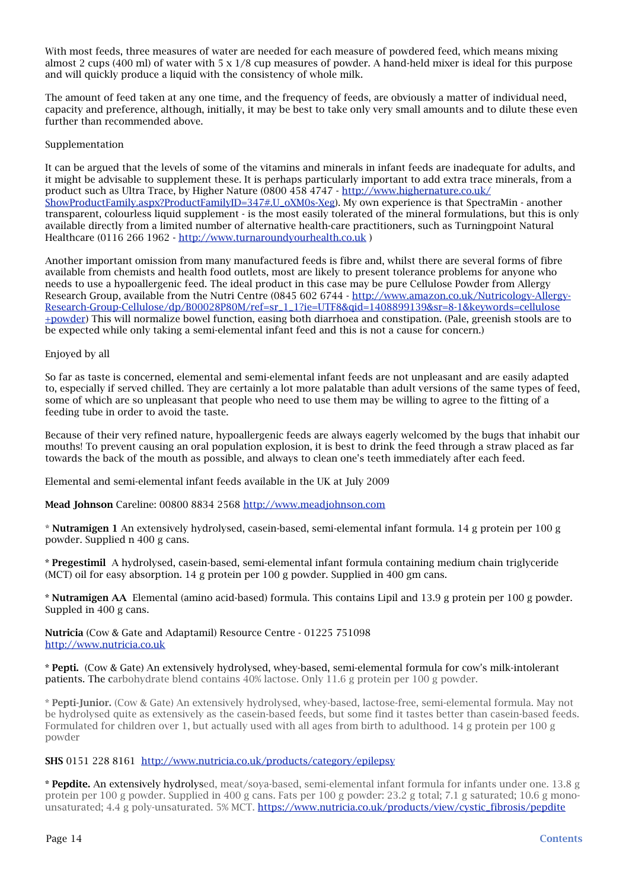With most feeds, three measures of water are needed for each measure of powdered feed, which means mixing almost 2 cups (400 ml) of water with 5 x 1/8 cup measures of powder. A hand-held mixer is ideal for this purpose and will quickly produce a liquid with the consistency of whole milk.

The amount of feed taken at any one time, and the frequency of feeds, are obviously a matter of individual need, capacity and preference, although, initially, it may be best to take only very small amounts and to dilute these even further than recommended above.

Supplementation

It can be argued that the levels of some of the vitamins and minerals in infant feeds are inadequate for adults, and it might be advisable to supplement these. It is perhaps particularly important to add extra trace minerals, from a product such as Ultra Trace, by Higher Nature (0800 458 4747 - [http://www.highernature.co.uk/ShowProductFamily.aspx?ProductFamilyID=347#.U_oXM0s-Xeg](http://www.highernature.co.uk/ShowProductFamily.aspx?ProductFamilyID=347#.U_oXM0s-Xeg)). My own experience is that SpectraMin - another transparent, colourless liquid supplement - is the most easily tolerated of the mineral formulations, but this is only available directly from a limited number of alternative health-care practitioners, such as Turningpoint Natural Healthcare (0116 266 1962 - [http://www.turnaroundyourhealth.co.uk](http://www.turnaroundyourhealth.co.uk) )

Another important omission from many manufactured feeds is fibre and, whilst there are several forms of fibre available from chemists and health food outlets, most are likely to present tolerance problems for anyone who needs to use a hypoallergenic feed. The ideal product in this case may be pure Cellulose Powder from Allergy Research Group, available from the Nutri Centre (0845 602 6744 - [http://www.amazon.co.uk/Nutricology-Allergy-Research-Group-Cellulose/dp/B00028P80M/ref=sr_1_1?ie=UTF8&qid=1408899139&sr=8-1&keywords=cellulose+powder](http://www.amazon.co.uk/Nutricology-Allergy-Research-Group-Cellulose/dp/B00028P80M/ref=sr_1_1?ie=UTF8&qid=1408899139&sr=8-1&keywords=cellulose+powder)) This will normalize bowel function, easing both diarrhoea and constipation. (Pale, greenish stools are to be expected while only taking a semi-elemental infant feed and this is not a cause for concern.)

Enjoyed by all

So far as taste is concerned, elemental and semi-elemental infant feeds are not unpleasant and are easily adapted to, especially if served chilled. They are certainly a lot more palatable than adult versions of the same types of feed, some of which are so unpleasant that people who need to use them may be willing to agree to the fitting of a feeding tube in order to avoid the taste.

Because of their very refined nature, hypoallergenic feeds are always eagerly welcomed by the bugs that inhabit our mouths! To prevent causing an oral population explosion, it is best to drink the feed through a straw placed as far towards the back of the mouth as possible, and always to clean one's teeth immediately after each feed.

Elemental and semi-elemental infant feeds available in the UK at July 2009

**Mead Johnson** Careline: 00800 8834 2568 [http://www.meadjohnson.com](http://www.meadjohnson.com)

* **Nutramigen 1** An extensively hydrolysed, casein-based, semi-elemental infant formula. 14 g protein per 100 g powder. Supplied n 400 g cans.

* **Pregestimil** A hydrolysed, casein-based, semi-elemental infant formula containing medium chain triglyceride (MCT) oil for easy absorption. 14 g protein per 100 g powder. Supplied in 400 gm cans.

* **Nutramigen AA** Elemental (amino acid-based) formula. This contains Lipil and 13.9 g protein per 100 g powder. Suppled in 400 g cans.

**Nutricia** (Cow & Gate and Adaptamil) Resource Centre - 01225 751098
[http://www.nutricia.co.uk](http://www.nutricia.co.uk)

* **Pepti.** (Cow & Gate) An extensively hydrolysed, whey-based, semi-elemental formula for cow's milk-intolerant patients. The carbohydrate blend contains 40% lactose. Only 11.6 g protein per 100 g powder.

* **Pepti-Junior.** (Cow & Gate) An extensively hydrolysed, whey-based, lactose-free, semi-elemental formula. May not be hydrolysed quite as extensively as the casein-based feeds, but some find it tastes better than casein-based feeds. Formulated for children over 1, but actually used with all ages from birth to adulthood. 14 g protein per 100 g powder

**SHS** 0151 228 8161 [http://www.nutricia.co.uk/products/category/epilepsy](http://www.nutricia.co.uk/products/category/epilepsy)

* **Pepdite.** An extensively hydrolysed, meat/soya-based, semi-elemental infant formula for infants under one. 13.8 g protein per 100 g powder. Supplied in 400 g cans. Fats per 100 g powder: 23.2 g total; 7.1 g saturated; 10.6 g mono-unsaturated; 4.4 g poly-unsaturated. 5% MCT. [https://www.nutricia.co.uk/products/view/cystic_fibrosis/pepdite](https://www.nutricia.co.uk/products/view/cystic_fibrosis/pepdite)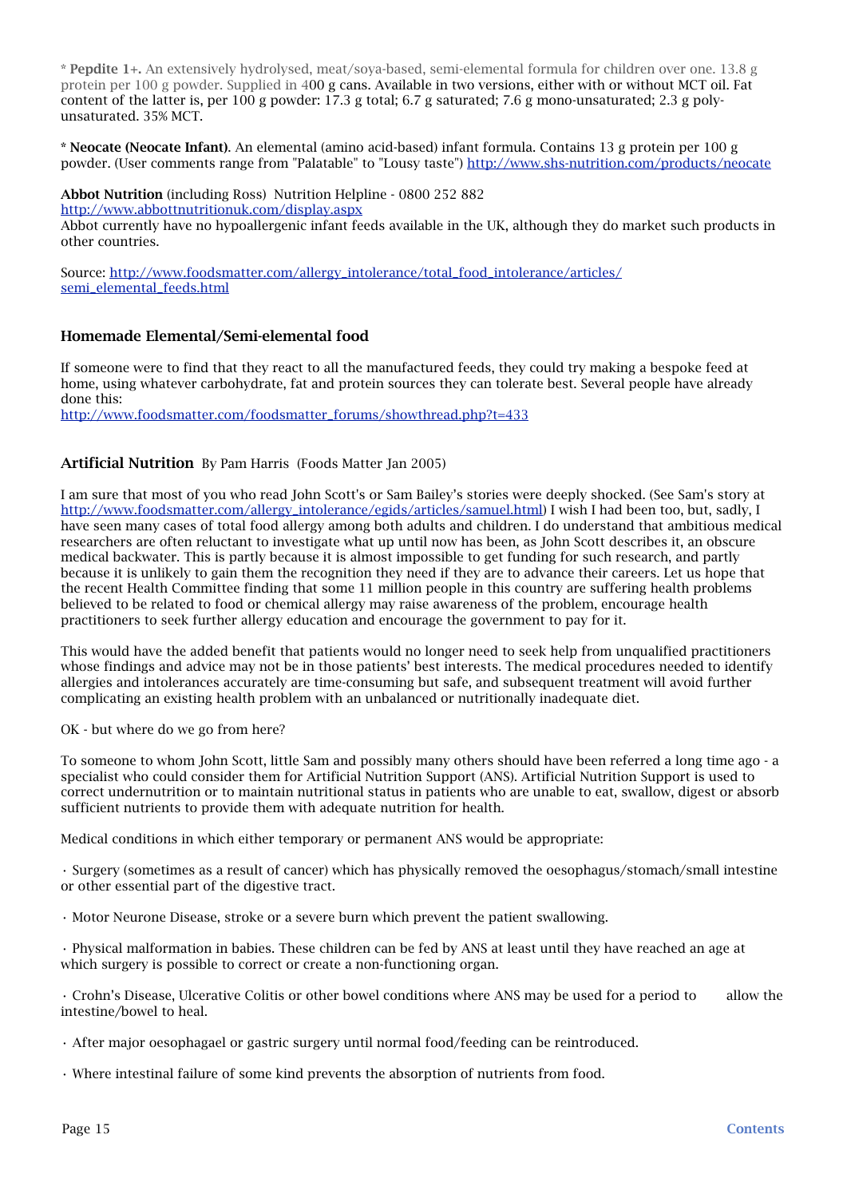* **Pepdite 1+.** An extensively hydrolysed, meat/soya-based, semi-elemental formula for children over one. 13.8 g protein per 100 g powder. Supplied in 400 g cans. Available in two versions, either with or without MCT oil. Fat content of the latter is, per 100 g powder: 17.3 g total; 6.7 g saturated; 7.6 g mono-unsaturated; 2.3 g poly-unsaturated. 35% MCT.

* **Neocate (Neocate Infant)**. An elemental (amino acid-based) infant formula. Contains 13 g protein per 100 g powder. (User comments range from "Palatable" to "Lousy taste") http://www.shs-nutrition.com/products/neocate

**Abbot Nutrition** (including Ross) Nutrition Helpline - 0800 252 882
http://www.abbottnutritionuk.com/display.aspx
Abbot currently have no hypoallergenic infant feeds available in the UK, although they do market such products in other countries.

Source: http://www.foodsmatter.com/allergy_intolerance/total_food_intolerance/articles/semi_elemental_feeds.html

## Homemade Elemental/Semi-elemental food

If someone were to find that they react to all the manufactured feeds, they could try making a bespoke feed at home, using whatever carbohydrate, fat and protein sources they can tolerate best. Several people have already done this:
http://www.foodsmatter.com/foodsmatter_forums/showthread.php?t=433

## Artificial Nutrition By Pam Harris (Foods Matter Jan 2005)

I am sure that most of you who read John Scott's or Sam Bailey's stories were deeply shocked. (See Sam's story at http://www.foodsmatter.com/allergy_intolerance/egids/articles/samuel.html) I wish I had been too, but, sadly, I have seen many cases of total food allergy among both adults and children. I do understand that ambitious medical researchers are often reluctant to investigate what up until now has been, as John Scott describes it, an obscure medical backwater. This is partly because it is almost impossible to get funding for such research, and partly because it is unlikely to gain them the recognition they need if they are to advance their careers. Let us hope that the recent Health Committee finding that some 11 million people in this country are suffering health problems believed to be related to food or chemical allergy may raise awareness of the problem, encourage health practitioners to seek further allergy education and encourage the government to pay for it.

This would have the added benefit that patients would no longer need to seek help from unqualified practitioners whose findings and advice may not be in those patients' best interests. The medical procedures needed to identify allergies and intolerances accurately are time-consuming but safe, and subsequent treatment will avoid further complicating an existing health problem with an unbalanced or nutritionally inadequate diet.

OK - but where do we go from here?

To someone to whom John Scott, little Sam and possibly many others should have been referred a long time ago - a specialist who could consider them for Artificial Nutrition Support (ANS). Artificial Nutrition Support is used to correct undernutrition or to maintain nutritional status in patients who are unable to eat, swallow, digest or absorb sufficient nutrients to provide them with adequate nutrition for health.

Medical conditions in which either temporary or permanent ANS would be appropriate:

· Surgery (sometimes as a result of cancer) which has physically removed the oesophagus/stomach/small intestine or other essential part of the digestive tract.

· Motor Neurone Disease, stroke or a severe burn which prevent the patient swallowing.

· Physical malformation in babies. These children can be fed by ANS at least until they have reached an age at which surgery is possible to correct or create a non-functioning organ.

· Crohn's Disease, Ulcerative Colitis or other bowel conditions where ANS may be used for a period to allow the intestine/bowel to heal.

· After major oesophagael or gastric surgery until normal food/feeding can be reintroduced.

· Where intestinal failure of some kind prevents the absorption of nutrients from food.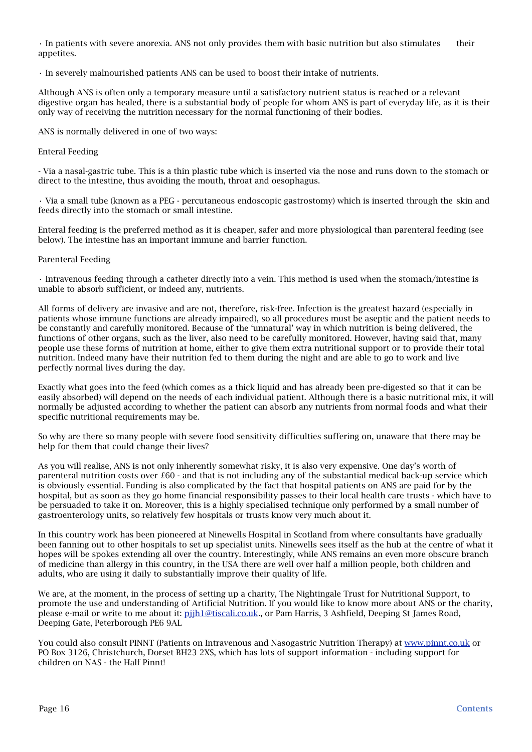· In patients with severe anorexia. ANS not only provides them with basic nutrition but also stimulates their appetites.

· In severely malnourished patients ANS can be used to boost their intake of nutrients.

Although ANS is often only a temporary measure until a satisfactory nutrient status is reached or a relevant digestive organ has healed, there is a substantial body of people for whom ANS is part of everyday life, as it is their only way of receiving the nutrition necessary for the normal functioning of their bodies.

ANS is normally delivered in one of two ways:

Enteral Feeding

- Via a nasal-gastric tube. This is a thin plastic tube which is inserted via the nose and runs down to the stomach or direct to the intestine, thus avoiding the mouth, throat and oesophagus.

· Via a small tube (known as a PEG - percutaneous endoscopic gastrostomy) which is inserted through the skin and feeds directly into the stomach or small intestine.

Enteral feeding is the preferred method as it is cheaper, safer and more physiological than parenteral feeding (see below). The intestine has an important immune and barrier function.

Parenteral Feeding

· Intravenous feeding through a catheter directly into a vein. This method is used when the stomach/intestine is unable to absorb sufficient, or indeed any, nutrients.

All forms of delivery are invasive and are not, therefore, risk-free. Infection is the greatest hazard (especially in patients whose immune functions are already impaired), so all procedures must be aseptic and the patient needs to be constantly and carefully monitored. Because of the 'unnatural' way in which nutrition is being delivered, the functions of other organs, such as the liver, also need to be carefully monitored. However, having said that, many people use these forms of nutrition at home, either to give them extra nutritional support or to provide their total nutrition. Indeed many have their nutrition fed to them during the night and are able to go to work and live perfectly normal lives during the day.

Exactly what goes into the feed (which comes as a thick liquid and has already been pre-digested so that it can be easily absorbed) will depend on the needs of each individual patient. Although there is a basic nutritional mix, it will normally be adjusted according to whether the patient can absorb any nutrients from normal foods and what their specific nutritional requirements may be.

So why are there so many people with severe food sensitivity difficulties suffering on, unaware that there may be help for them that could change their lives?

As you will realise, ANS is not only inherently somewhat risky, it is also very expensive. One day's worth of parenteral nutrition costs over £60 - and that is not including any of the substantial medical back-up service which is obviously essential. Funding is also complicated by the fact that hospital patients on ANS are paid for by the hospital, but as soon as they go home financial responsibility passes to their local health care trusts - which have to be persuaded to take it on. Moreover, this is a highly specialised technique only performed by a small number of gastroenterology units, so relatively few hospitals or trusts know very much about it.

In this country work has been pioneered at Ninewells Hospital in Scotland from where consultants have gradually been fanning out to other hospitals to set up specialist units. Ninewells sees itself as the hub at the centre of what it hopes will be spokes extending all over the country. Interestingly, while ANS remains an even more obscure branch of medicine than allergy in this country, in the USA there are well over half a million people, both children and adults, who are using it daily to substantially improve their quality of life.

We are, at the moment, in the process of setting up a charity, The Nightingale Trust for Nutritional Support, to promote the use and understanding of Artificial Nutrition. If you would like to know more about ANS or the charity, please e-mail or write to me about it: pjjh1@tiscali.co.uk., or Pam Harris, 3 Ashfield, Deeping St James Road, Deeping Gate, Peterborough PE6 9AL

You could also consult PINNT (Patients on Intravenous and Nasogastric Nutrition Therapy) at www.pinnt.co.uk or PO Box 3126, Christchurch, Dorset BH23 2XS, which has lots of support information - including support for children on NAS - the Half Pinnt!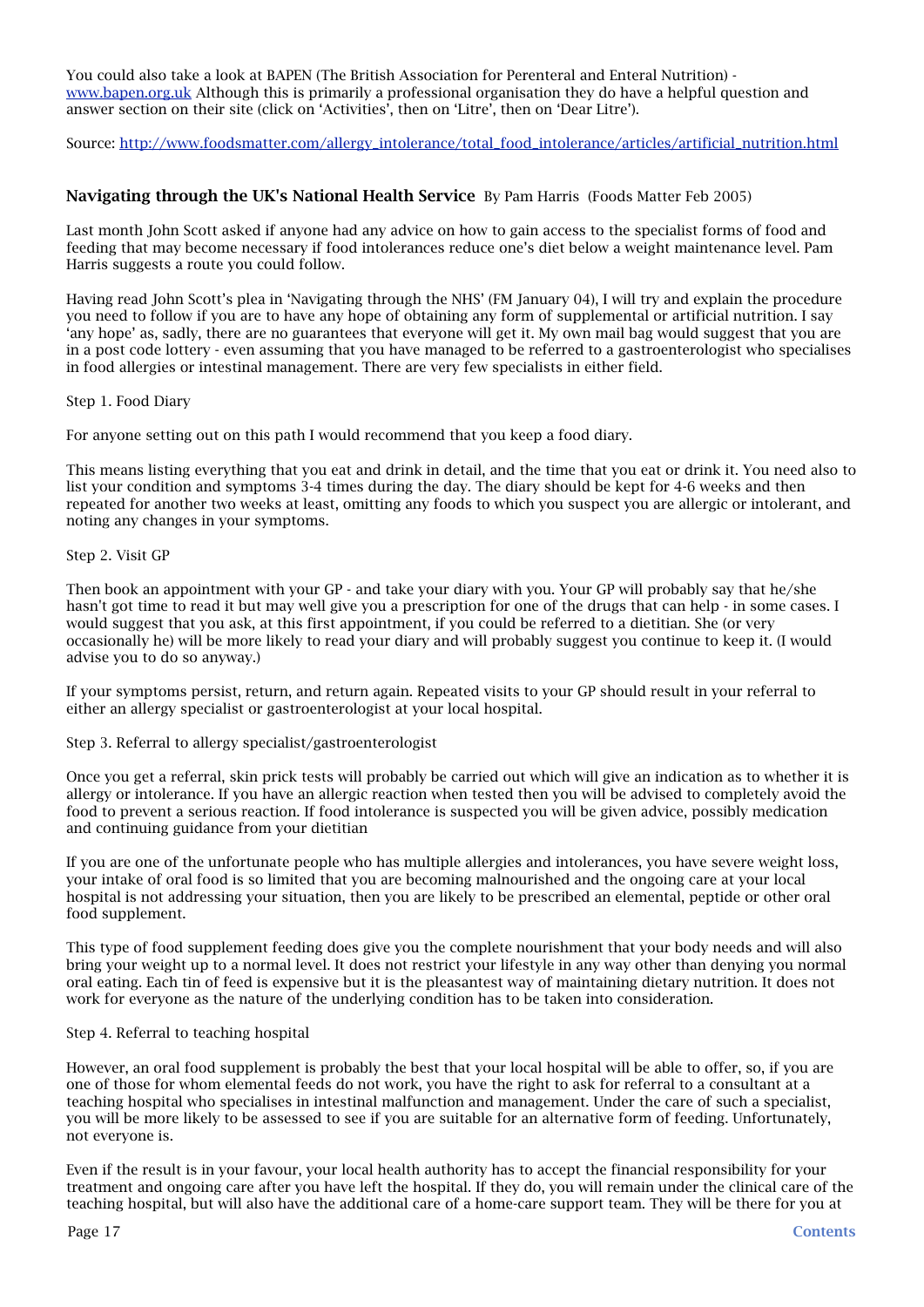You could also take a look at BAPEN (The British Association for Perenteral and Enteral Nutrition) - [www.bapen.org.uk](http://www.bapen.org.uk) Although this is primarily a professional organisation they do have a helpful question and answer section on their site (click on 'Activities', then on 'Litre', then on 'Dear Litre').

Source: [http://www.foodsmatter.com/allergy_intolerance/total_food_intolerance/articles/artificial_nutrition.html](http://www.foodsmatter.com/allergy_intolerance/total_food_intolerance/articles/artificial_nutrition.html)

## Navigating through the UK's National Health Service By Pam Harris (Foods Matter Feb 2005)

Last month John Scott asked if anyone had any advice on how to gain access to the specialist forms of food and feeding that may become necessary if food intolerances reduce one's diet below a weight maintenance level. Pam Harris suggests a route you could follow.

Having read John Scott's plea in 'Navigating through the NHS' (FM January 04), I will try and explain the procedure you need to follow if you are to have any hope of obtaining any form of supplemental or artificial nutrition. I say 'any hope' as, sadly, there are no guarantees that everyone will get it. My own mail bag would suggest that you are in a post code lottery - even assuming that you have managed to be referred to a gastroenterologist who specialises in food allergies or intestinal management. There are very few specialists in either field.

Step 1. Food Diary

For anyone setting out on this path I would recommend that you keep a food diary.

This means listing everything that you eat and drink in detail, and the time that you eat or drink it. You need also to list your condition and symptoms 3-4 times during the day. The diary should be kept for 4-6 weeks and then repeated for another two weeks at least, omitting any foods to which you suspect you are allergic or intolerant, and noting any changes in your symptoms.

Step 2. Visit GP

Then book an appointment with your GP - and take your diary with you. Your GP will probably say that he/she hasn't got time to read it but may well give you a prescription for one of the drugs that can help - in some cases. I would suggest that you ask, at this first appointment, if you could be referred to a dietitian. She (or very occasionally he) will be more likely to read your diary and will probably suggest you continue to keep it. (I would advise you to do so anyway.)

If your symptoms persist, return, and return again. Repeated visits to your GP should result in your referral to either an allergy specialist or gastroenterologist at your local hospital.

Step 3. Referral to allergy specialist/gastroenterologist

Once you get a referral, skin prick tests will probably be carried out which will give an indication as to whether it is allergy or intolerance. If you have an allergic reaction when tested then you will be advised to completely avoid the food to prevent a serious reaction. If food intolerance is suspected you will be given advice, possibly medication and continuing guidance from your dietitian

If you are one of the unfortunate people who has multiple allergies and intolerances, you have severe weight loss, your intake of oral food is so limited that you are becoming malnourished and the ongoing care at your local hospital is not addressing your situation, then you are likely to be prescribed an elemental, peptide or other oral food supplement.

This type of food supplement feeding does give you the complete nourishment that your body needs and will also bring your weight up to a normal level. It does not restrict your lifestyle in any way other than denying you normal oral eating. Each tin of feed is expensive but it is the pleasantest way of maintaining dietary nutrition. It does not work for everyone as the nature of the underlying condition has to be taken into consideration.

Step 4. Referral to teaching hospital

However, an oral food supplement is probably the best that your local hospital will be able to offer, so, if you are one of those for whom elemental feeds do not work, you have the right to ask for referral to a consultant at a teaching hospital who specialises in intestinal malfunction and management. Under the care of such a specialist, you will be more likely to be assessed to see if you are suitable for an alternative form of feeding. Unfortunately, not everyone is.

Even if the result is in your favour, your local health authority has to accept the financial responsibility for your treatment and ongoing care after you have left the hospital. If they do, you will remain under the clinical care of the teaching hospital, but will also have the additional care of a home-care support team. They will be there for you at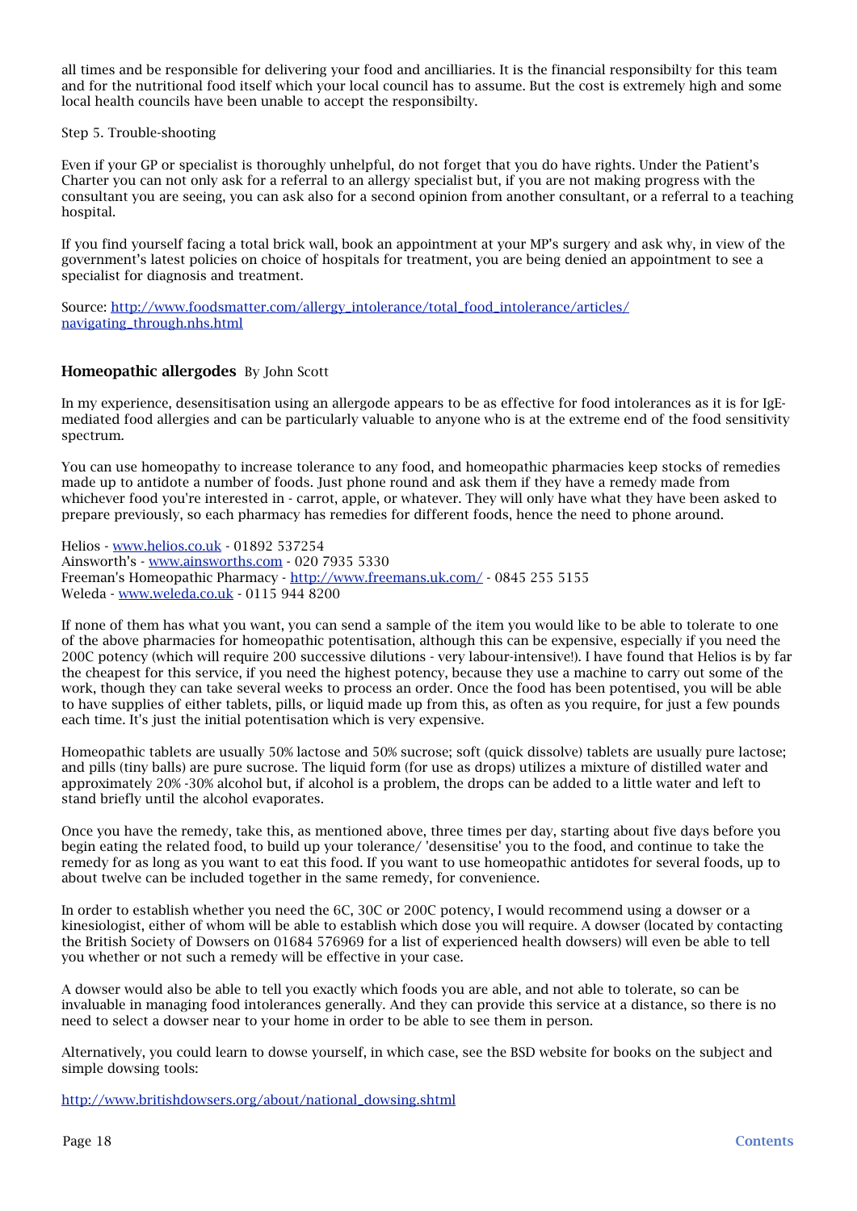all times and be responsible for delivering your food and ancilliaries. It is the financial responsibilty for this team and for the nutritional food itself which your local council has to assume. But the cost is extremely high and some local health councils have been unable to accept the responsibilty.

Step 5. Trouble-shooting

Even if your GP or specialist is thoroughly unhelpful, do not forget that you do have rights. Under the Patient's Charter you can not only ask for a referral to an allergy specialist but, if you are not making progress with the consultant you are seeing, you can ask also for a second opinion from another consultant, or a referral to a teaching hospital.

If you find yourself facing a total brick wall, book an appointment at your MP's surgery and ask why, in view of the government's latest policies on choice of hospitals for treatment, you are being denied an appointment to see a specialist for diagnosis and treatment.

Source: [http://www.foodsmatter.com/allergy_intolerance/total_food_intolerance/articles/navigating_through.nhs.html](http://www.foodsmatter.com/allergy_intolerance/total_food_intolerance/articles/navigating_through.nhs.html)

## **Homeopathic allergodes** By John Scott

In my experience, desensitisation using an allergode appears to be as effective for food intolerances as it is for IgE-mediated food allergies and can be particularly valuable to anyone who is at the extreme end of the food sensitivity spectrum.

You can use homeopathy to increase tolerance to any food, and homeopathic pharmacies keep stocks of remedies made up to antidote a number of foods. Just phone round and ask them if they have a remedy made from whichever food you're interested in - carrot, apple, or whatever. They will only have what they have been asked to prepare previously, so each pharmacy has remedies for different foods, hence the need to phone around.

Helios - [www.helios.co.uk](www.helios.co.uk) - 01892 537254
Ainsworth's - [www.ainsworths.com](www.ainsworths.com) - 020 7935 5330
Freeman's Homeopathic Pharmacy - [http://www.freemans.uk.com/](http://www.freemans.uk.com/) - 0845 255 5155
Weleda - [www.weleda.co.uk](www.weleda.co.uk) - 0115 944 8200

If none of them has what you want, you can send a sample of the item you would like to be able to tolerate to one of the above pharmacies for homeopathic potentisation, although this can be expensive, especially if you need the 200C potency (which will require 200 successive dilutions - very labour-intensive!). I have found that Helios is by far the cheapest for this service, if you need the highest potency, because they use a machine to carry out some of the work, though they can take several weeks to process an order. Once the food has been potentised, you will be able to have supplies of either tablets, pills, or liquid made up from this, as often as you require, for just a few pounds each time. It's just the initial potentiation which is very expensive.

Homeopathic tablets are usually 50% lactose and 50% sucrose; soft (quick dissolve) tablets are usually pure lactose; and pills (tiny balls) are pure sucrose. The liquid form (for use as drops) utilizes a mixture of distilled water and approximately 20% -30% alcohol but, if alcohol is a problem, the drops can be added to a little water and left to stand briefly until the alcohol evaporates.

Once you have the remedy, take this, as mentioned above, three times per day, starting about five days before you begin eating the related food, to build up your tolerance/ 'desensitise' you to the food, and continue to take the remedy for as long as you want to eat this food. If you want to use homeopathic antidotes for several foods, up to about twelve can be included together in the same remedy, for convenience.

In order to establish whether you need the 6C, 30C or 200C potency, I would recommend using a dowser or a kinesiologist, either of whom will be able to establish which dose you will require. A dowser (located by contacting the British Society of Dowsers on 01684 576969 for a list of experienced health dowsers) will even be able to tell you whether or not such a remedy will be effective in your case.

A dowser would also be able to tell you exactly which foods you are able, and not able to tolerate, so can be invaluable in managing food intolerances generally. And they can provide this service at a distance, so there is no need to select a dowser near to your home in order to be able to see them in person.

Alternatively, you could learn to dowse yourself, in which case, see the BSD website for books on the subject and simple dowsing tools:

[http://www.britishdowsers.org/about/national_dowsing.shtml](http://www.britishdowsers.org/about/national_dowsing.shtml)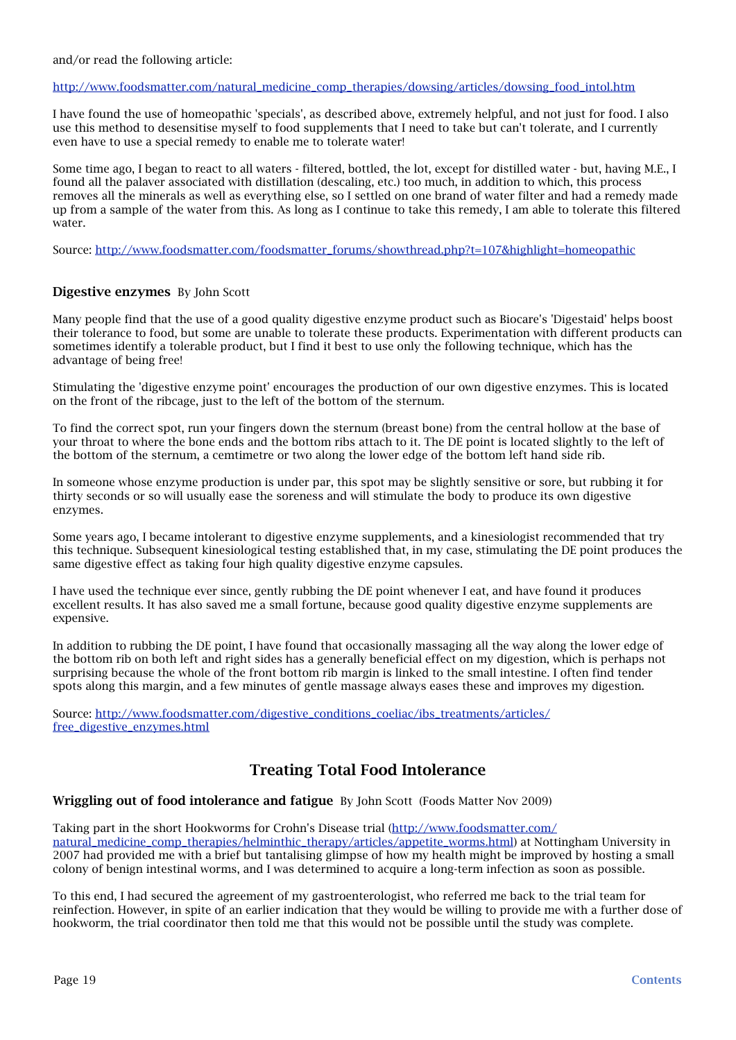and/or read the following article:

http://www.foodsmatter.com/natural_medicine_comp_therapies/dowsing/articles/dowsing_food_intol.htm

I have found the use of homeopathic 'specials', as described above, extremely helpful, and not just for food. I also use this method to desensitise myself to food supplements that I need to take but can't tolerate, and I currently even have to use a special remedy to enable me to tolerate water!

Some time ago, I began to react to all waters - filtered, bottled, the lot, except for distilled water - but, having M.E., I found all the palaver associated with distillation (descaling, etc.) too much, in addition to which, this process removes all the minerals as well as everything else, so I settled on one brand of water filter and had a remedy made up from a sample of the water from this. As long as I continue to take this remedy, I am able to tolerate this filtered water.

Source: http://www.foodsmatter.com/foodsmatter_forums/showthread.php?t=107&highlight=homeopathic

### **Digestive enzymes** By John Scott

Many people find that the use of a good quality digestive enzyme product such as Biocare's 'Digestaid' helps boost their tolerance to food, but some are unable to tolerate these products. Experimentation with different products can sometimes identify a tolerable product, but I find it best to use only the following technique, which has the advantage of being free!

Stimulating the 'digestive enzyme point' encourages the production of our own digestive enzymes. This is located on the front of the ribcage, just to the left of the bottom of the sternum.

To find the correct spot, run your fingers down the sternum (breast bone) from the central hollow at the base of your throat to where the bone ends and the bottom ribs attach to it. The DE point is located slightly to the left of the bottom of the sternum, a cemtimetre or two along the lower edge of the bottom left hand side rib.

In someone whose enzyme production is under par, this spot may be slightly sensitive or sore, but rubbing it for thirty seconds or so will usually ease the soreness and will stimulate the body to produce its own digestive enzymes.

Some years ago, I became intolerant to digestive enzyme supplements, and a kinesiologist recommended that try this technique. Subsequent kinesiological testing established that, in my case, stimulating the DE point produces the same digestive effect as taking four high quality digestive enzyme capsules.

I have used the technique ever since, gently rubbing the DE point whenever I eat, and have found it produces excellent results. It has also saved me a small fortune, because good quality digestive enzyme supplements are expensive.

In addition to rubbing the DE point, I have found that occasionally massaging all the way along the lower edge of the bottom rib on both left and right sides has a generally beneficial effect on my digestion, which is perhaps not surprising because the whole of the front bottom rib margin is linked to the small intestine. I often find tender spots along this margin, and a few minutes of gentle massage always eases these and improves my digestion.

Source: http://www.foodsmatter.com/digestive_conditions_coeliac/ibs_treatments/articles/free_digestive_enzymes.html

## Treating Total Food Intolerance

### **Wriggling out of food intolerance and fatigue** By John Scott (Foods Matter Nov 2009)

Taking part in the short Hookworms for Crohn's Disease trial (http://www.foodsmatter.com/natural_medicine_comp_therapies/helminthic_therapy/articles/appetite_worms.html) at Nottingham University in 2007 had provided me with a brief but tantalising glimpse of how my health might be improved by hosting a small colony of benign intestinal worms, and I was determined to acquire a long-term infection as soon as possible.

To this end, I had secured the agreement of my gastroenterologist, who referred me back to the trial team for reinfection. However, in spite of an earlier indication that they would be willing to provide me with a further dose of hookworm, the trial coordinator then told me that this would not be possible until the study was complete.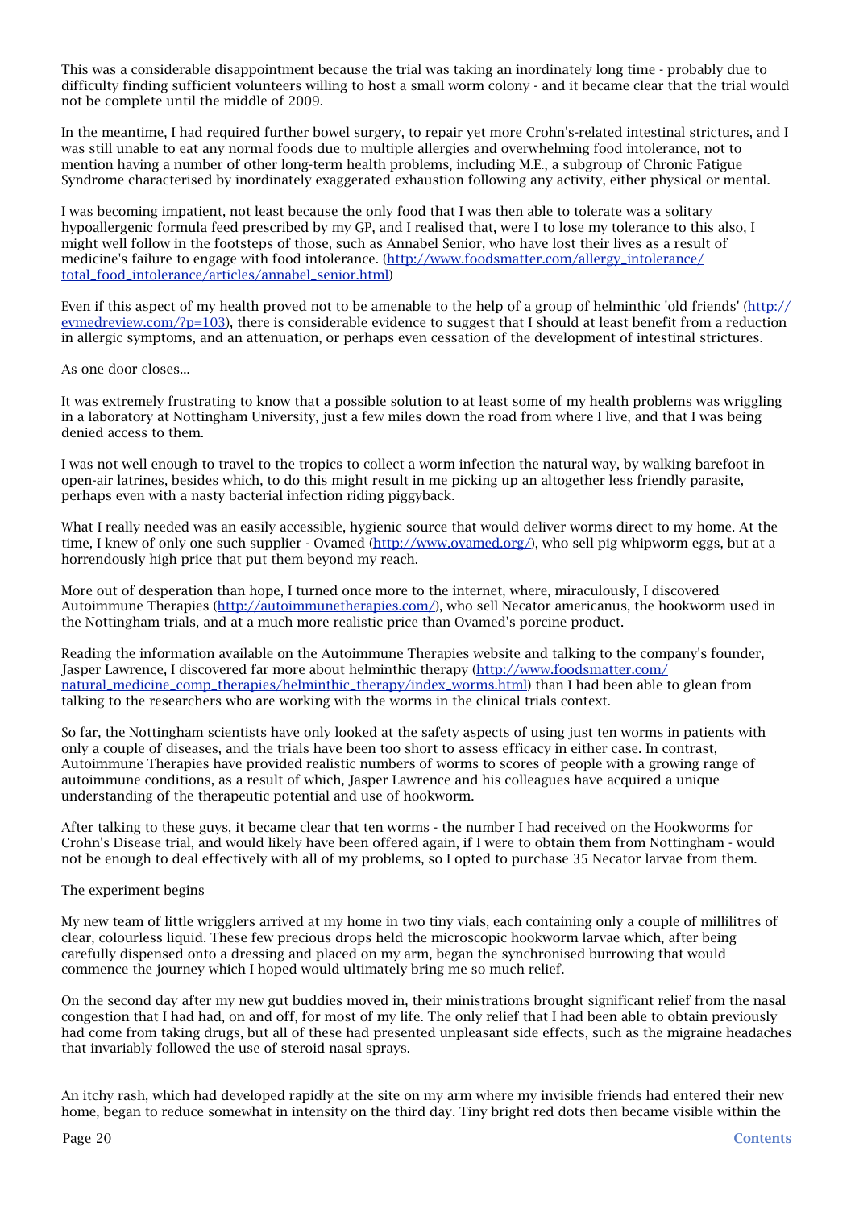This was a considerable disappointment because the trial was taking an inordinately long time - probably due to difficulty finding sufficient volunteers willing to host a small worm colony - and it became clear that the trial would not be complete until the middle of 2009.

In the meantime, I had required further bowel surgery, to repair yet more Crohn's-related intestinal strictures, and I was still unable to eat any normal foods due to multiple allergies and overwhelming food intolerance, not to mention having a number of other long-term health problems, including M.E., a subgroup of Chronic Fatigue Syndrome characterised by inordinately exaggerated exhaustion following any activity, either physical or mental.

I was becoming impatient, not least because the only food that I was then able to tolerate was a solitary hypoallergenic formula feed prescribed by my GP, and I realised that, were I to lose my tolerance to this also, I might well follow in the footsteps of those, such as Annabel Senior, who have lost their lives as a result of medicine's failure to engage with food intolerance. ([http://www.foodsmatter.com/allergy_intolerance/total_food_intolerance/articles/annabel_senior.html](http://www.foodsmatter.com/allergy_intolerance/total_food_intolerance/articles/annabel_senior.html))

Even if this aspect of my health proved not to be amenable to the help of a group of helminthic 'old friends' ([http://evmedreview.com/?p=103](http://evmedreview.com/?p=103)), there is considerable evidence to suggest that I should at least benefit from a reduction in allergic symptoms, and an attenuation, or perhaps even cessation of the development of intestinal strictures.

As one door closes...

It was extremely frustrating to know that a possible solution to at least some of my health problems was wriggling in a laboratory at Nottingham University, just a few miles down the road from where I live, and that I was being denied access to them.

I was not well enough to travel to the tropics to collect a worm infection the natural way, by walking barefoot in open-air latrines, besides which, to do this might result in me picking up an altogether less friendly parasite, perhaps even with a nasty bacterial infection riding piggyback.

What I really needed was an easily accessible, hygienic source that would deliver worms direct to my home. At the time, I knew of only one such supplier - Ovamed ([http://www.ovamed.org/](http://www.ovamed.org/)), who sell pig whipworm eggs, but at a horrendously high price that put them beyond my reach.

More out of desperation than hope, I turned once more to the internet, where, miraculously, I discovered Autoimmune Therapies ([http://autoimmunetherapies.com/](http://autoimmunetherapies.com/)), who sell Necator americanus, the hookworm used in the Nottingham trials, and at a much more realistic price than Ovamed's porcine product.

Reading the information available on the Autoimmune Therapies website and talking to the company's founder, Jasper Lawrence, I discovered far more about helminthic therapy ([http://www.foodsmatter.com/natural_medicine_comp_therapies/helminthic_therapy/index_worms.html](http://www.foodsmatter.com/natural_medicine_comp_therapies/helminthic_therapy/index_worms.html)) than I had been able to glean from talking to the researchers who are working with the worms in the clinical trials context.

So far, the Nottingham scientists have only looked at the safety aspects of using just ten worms in patients with only a couple of diseases, and the trials have been too short to assess efficacy in either case. In contrast, Autoimmune Therapies have provided realistic numbers of worms to scores of people with a growing range of autoimmune conditions, as a result of which, Jasper Lawrence and his colleagues have acquired a unique understanding of the therapeutic potential and use of hookworm.

After talking to these guys, it became clear that ten worms - the number I had received on the Hookworms for Crohn's Disease trial, and would likely have been offered again, if I were to obtain them from Nottingham - would not be enough to deal effectively with all of my problems, so I opted to purchase 35 Necator larvae from them.

The experiment begins

My new team of little wrigglers arrived at my home in two tiny vials, each containing only a couple of millilitres of clear, colourless liquid. These few precious drops held the microscopic hookworm larvae which, after being carefully dispensed onto a dressing and placed on my arm, began the synchronised burrowing that would commence the journey which I hoped would ultimately bring me so much relief.

On the second day after my new gut buddies moved in, their ministrations brought significant relief from the nasal congestion that I had had, on and off, for most of my life. The only relief that I had been able to obtain previously had come from taking drugs, but all of these had presented unpleasant side effects, such as the migraine headaches that invariably followed the use of steroid nasal sprays.

An itchy rash, which had developed rapidly at the site on my arm where my invisible friends had entered their new home, began to reduce somewhat in intensity on the third day. Tiny bright red dots then became visible within the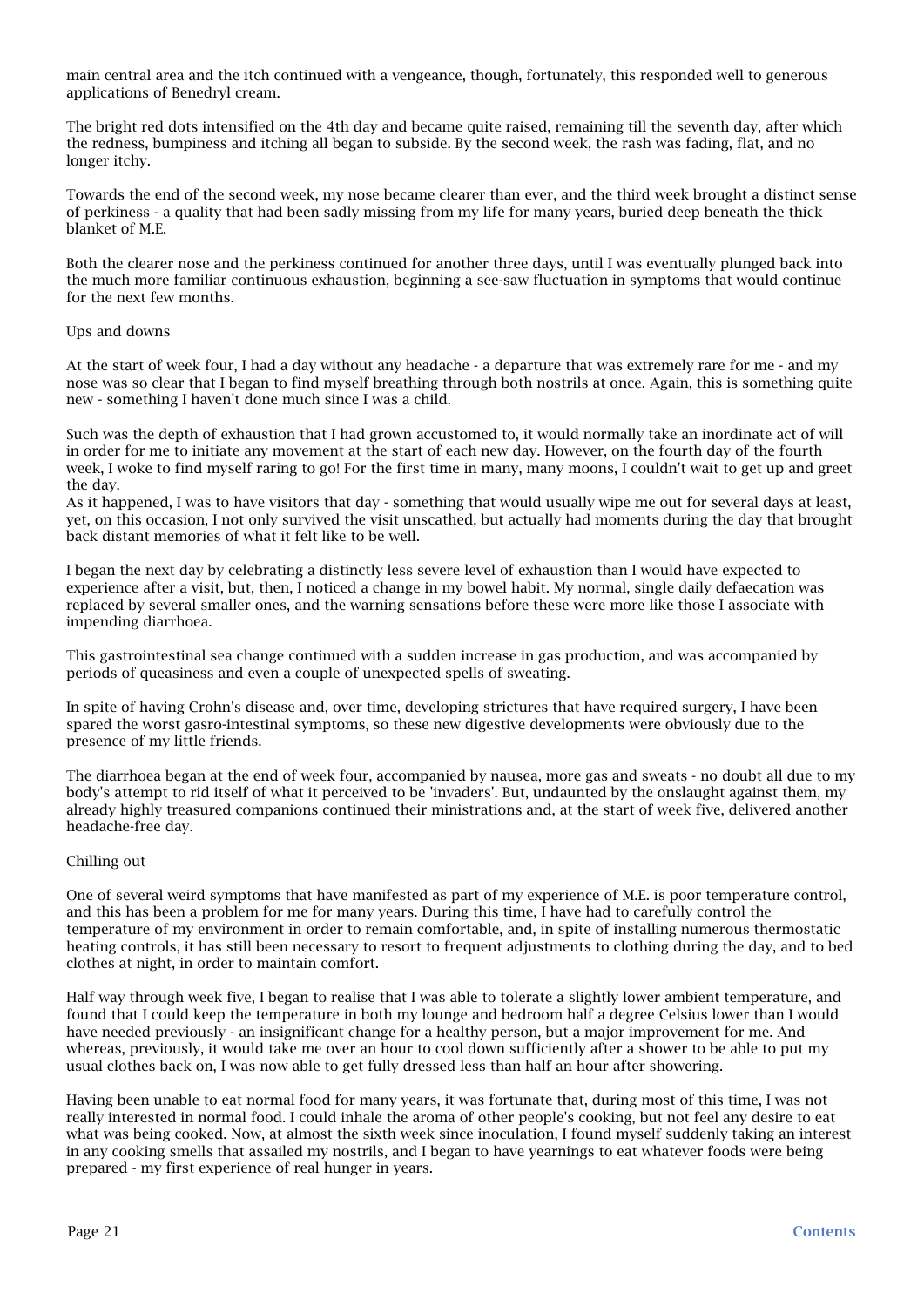main central area and the itch continued with a vengeance, though, fortunately, this responded well to generous applications of Benedryl cream.

The bright red dots intensified on the 4th day and became quite raised, remaining till the seventh day, after which the redness, bumpiness and itching all began to subside. By the second week, the rash was fading, flat, and no longer itchy.

Towards the end of the second week, my nose became clearer than ever, and the third week brought a distinct sense of perkiness - a quality that had been sadly missing from my life for many years, buried deep beneath the thick blanket of M.E.

Both the clearer nose and the perkiness continued for another three days, until I was eventually plunged back into the much more familiar continuous exhaustion, beginning a see-saw fluctuation in symptoms that would continue for the next few months.

## Ups and downs

At the start of week four, I had a day without any headache - a departure that was extremely rare for me - and my nose was so clear that I began to find myself breathing through both nostrils at once. Again, this is something quite new - something I haven't done much since I was a child.

Such was the depth of exhaustion that I had grown accustomed to, it would normally take an inordinate act of will in order for me to initiate any movement at the start of each new day. However, on the fourth day of the fourth week, I woke to find myself raring to go! For the first time in many, many moons, I couldn't wait to get up and greet the day.
As it happened, I was to have visitors that day - something that would usually wipe me out for several days at least, yet, on this occasion, I not only survived the visit unscathed, but actually had moments during the day that brought back distant memories of what it felt like to be well.

I began the next day by celebrating a distinctly less severe level of exhaustion than I would have expected to experience after a visit, but, then, I noticed a change in my bowel habit. My normal, single daily defaecation was replaced by several smaller ones, and the warning sensations before these were more like those I associate with impending diarrhoea.

This gastrointestinal sea change continued with a sudden increase in gas production, and was accompanied by periods of queasiness and even a couple of unexpected spells of sweating.

In spite of having Crohn's disease and, over time, developing strictures that have required surgery, I have been spared the worst gasro-intestinal symptoms, so these new digestive developments were obviously due to the presence of my little friends.

The diarrhoea began at the end of week four, accompanied by nausea, more gas and sweats - no doubt all due to my body's attempt to rid itself of what it perceived to be 'invaders'. But, undaunted by the onslaught against them, my already highly treasured companions continued their ministrations and, at the start of week five, delivered another headache-free day.

## Chilling out

One of several weird symptoms that have manifested as part of my experience of M.E. is poor temperature control, and this has been a problem for me for many years. During this time, I have had to carefully control the temperature of my environment in order to remain comfortable, and, in spite of installing numerous thermostatic heating controls, it has still been necessary to resort to frequent adjustments to clothing during the day, and to bed clothes at night, in order to maintain comfort.

Half way through week five, I began to realise that I was able to tolerate a slightly lower ambient temperature, and found that I could keep the temperature in both my lounge and bedroom half a degree Celsius lower than I would have needed previously - an insignificant change for a healthy person, but a major improvement for me. And whereas, previously, it would take me over an hour to cool down sufficiently after a shower to be able to put my usual clothes back on, I was now able to get fully dressed less than half an hour after showering.

Having been unable to eat normal food for many years, it was fortunate that, during most of this time, I was not really interested in normal food. I could inhale the aroma of other people's cooking, but not feel any desire to eat what was being cooked. Now, at almost the sixth week since inoculation, I found myself suddenly taking an interest in any cooking smells that assailed my nostrils, and I began to have yearnings to eat whatever foods were being prepared - my first experience of real hunger in years.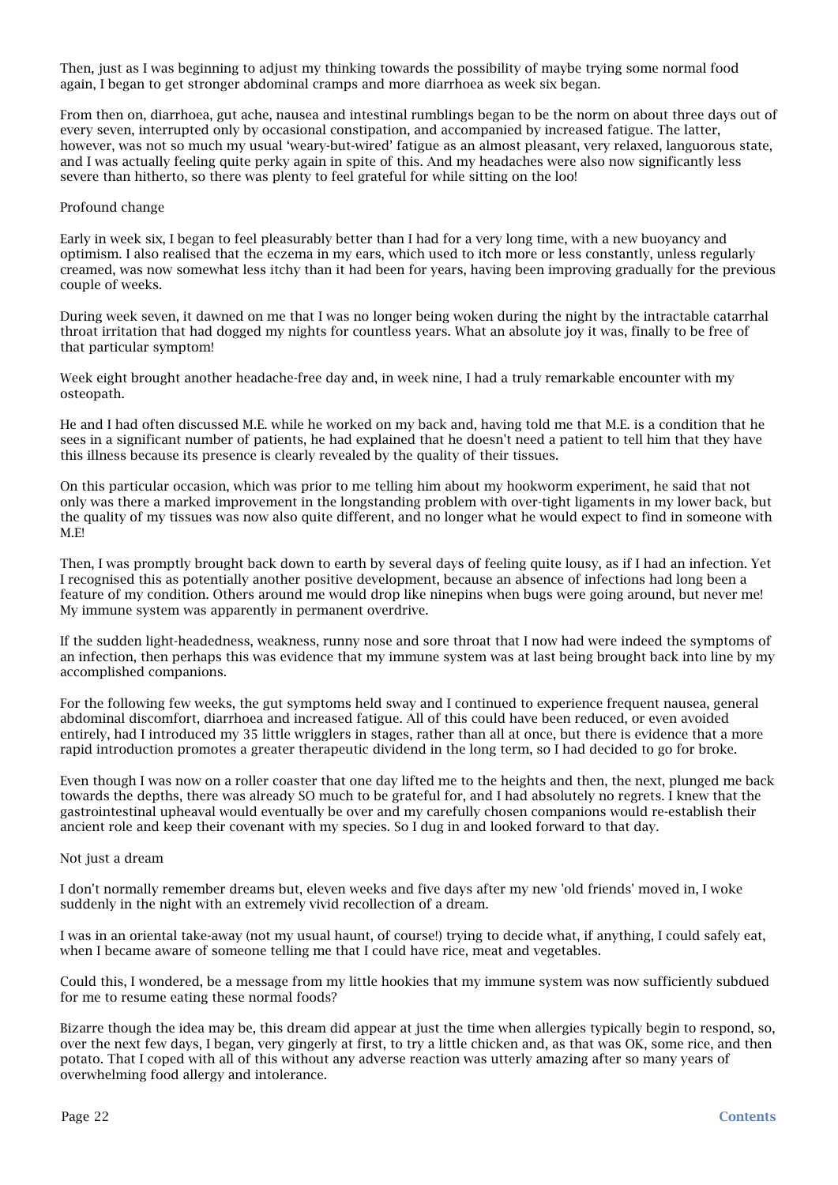Then, just as I was beginning to adjust my thinking towards the possibility of maybe trying some normal food again, I began to get stronger abdominal cramps and more diarrhoea as week six began.

From then on, diarrhoea, gut ache, nausea and intestinal rumblings began to be the norm on about three days out of every seven, interrupted only by occasional constipation, and accompanied by increased fatigue. The latter, however, was not so much my usual 'weary-but-wired' fatigue as an almost pleasant, very relaxed, languorous state, and I was actually feeling quite perky again in spite of this. And my headaches were also now significantly less severe than hitherto, so there was plenty to feel grateful for while sitting on the loo!

## Profound change

Early in week six, I began to feel pleasurably better than I had for a very long time, with a new buoyancy and optimism. I also realised that the eczema in my ears, which used to itch more or less constantly, unless regularly creamed, was now somewhat less itchy than it had been for years, having been improving gradually for the previous couple of weeks.

During week seven, it dawned on me that I was no longer being woken during the night by the intractable catarrhal throat irritation that had dogged my nights for countless years. What an absolute joy it was, finally to be free of that particular symptom!

Week eight brought another headache-free day and, in week nine, I had a truly remarkable encounter with my osteopath.

He and I had often discussed M.E. while he worked on my back and, having told me that M.E. is a condition that he sees in a significant number of patients, he had explained that he doesn't need a patient to tell him that they have this illness because its presence is clearly revealed by the quality of their tissues.

On this particular occasion, which was prior to me telling him about my hookworm experiment, he said that not only was there a marked improvement in the longstanding problem with over-tight ligaments in my lower back, but the quality of my tissues was now also quite different, and no longer what he would expect to find in someone with M.E!

Then, I was promptly brought back down to earth by several days of feeling quite lousy, as if I had an infection. Yet I recognised this as potentially another positive development, because an absence of infections had long been a feature of my condition. Others around me would drop like ninepins when bugs were going around, but never me! My immune system was apparently in permanent overdrive.

If the sudden light-headedness, weakness, runny nose and sore throat that I now had were indeed the symptoms of an infection, then perhaps this was evidence that my immune system was at last being brought back into line by my accomplished companions.

For the following few weeks, the gut symptoms held sway and I continued to experience frequent nausea, general abdominal discomfort, diarrhoea and increased fatigue. All of this could have been reduced, or even avoided entirely, had I introduced my 35 little wrigglers in stages, rather than all at once, but there is evidence that a more rapid introduction promotes a greater therapeutic dividend in the long term, so I had decided to go for broke.

Even though I was now on a roller coaster that one day lifted me to the heights and then, the next, plunged me back towards the depths, there was already SO much to be grateful for, and I had absolutely no regrets. I knew that the gastrointestinal upheaval would eventually be over and my carefully chosen companions would re-establish their ancient role and keep their covenant with my species. So I dug in and looked forward to that day.

## Not just a dream

I don't normally remember dreams but, eleven weeks and five days after my new 'old friends' moved in, I woke suddenly in the night with an extremely vivid recollection of a dream.

I was in an oriental take-away (not my usual haunt, of course!) trying to decide what, if anything, I could safely eat, when I became aware of someone telling me that I could have rice, meat and vegetables.

Could this, I wondered, be a message from my little hookies that my immune system was now sufficiently subdued for me to resume eating these normal foods?

Bizarre though the idea may be, this dream did appear at just the time when allergies typically begin to respond, so, over the next few days, I began, very gingerly at first, to try a little chicken and, as that was OK, some rice, and then potato. That I coped with all of this without any adverse reaction was utterly amazing after so many years of overwhelming food allergy and intolerance.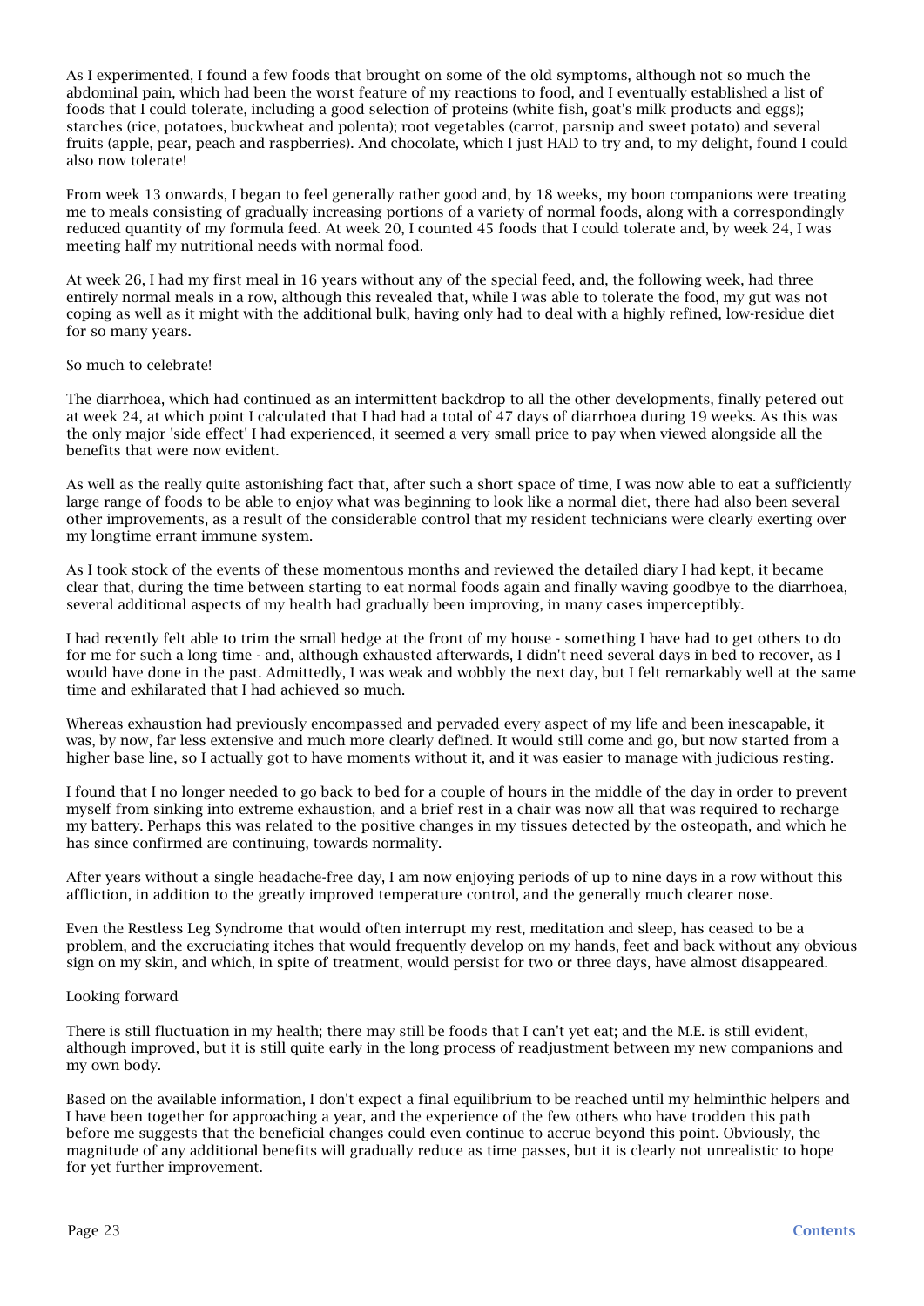As I experimented, I found a few foods that brought on some of the old symptoms, although not so much the abdominal pain, which had been the worst feature of my reactions to food, and I eventually established a list of foods that I could tolerate, including a good selection of proteins (white fish, goat's milk products and eggs); starches (rice, potatoes, buckwheat and polenta); root vegetables (carrot, parsnip and sweet potato) and several fruits (apple, pear, peach and raspberries). And chocolate, which I just HAD to try and, to my delight, found I could also now tolerate!

From week 13 onwards, I began to feel generally rather good and, by 18 weeks, my boon companions were treating me to meals consisting of gradually increasing portions of a variety of normal foods, along with a correspondingly reduced quantity of my formula feed. At week 20, I counted 45 foods that I could tolerate and, by week 24, I was meeting half my nutritional needs with normal food.

At week 26, I had my first meal in 16 years without any of the special feed, and, the following week, had three entirely normal meals in a row, although this revealed that, while I was able to tolerate the food, my gut was not coping as well as it might with the additional bulk, having only had to deal with a highly refined, low-residue diet for so many years.

So much to celebrate!

The diarrhoea, which had continued as an intermittent backdrop to all the other developments, finally petered out at week 24, at which point I calculated that I had had a total of 47 days of diarrhoea during 19 weeks. As this was the only major 'side effect' I had experienced, it seemed a very small price to pay when viewed alongside all the benefits that were now evident.

As well as the really quite astonishing fact that, after such a short space of time, I was now able to eat a sufficiently large range of foods to be able to enjoy what was beginning to look like a normal diet, there had also been several other improvements, as a result of the considerable control that my resident technicians were clearly exerting over my longtime errant immune system.

As I took stock of the events of these momentous months and reviewed the detailed diary I had kept, it became clear that, during the time between starting to eat normal foods again and finally waving goodbye to the diarrhoea, several additional aspects of my health had gradually been improving, in many cases imperceptibly.

I had recently felt able to trim the small hedge at the front of my house - something I have had to get others to do for me for such a long time - and, although exhausted afterwards, I didn't need several days in bed to recover, as I would have done in the past. Admittedly, I was weak and wobbly the next day, but I felt remarkably well at the same time and exhilarated that I had achieved so much.

Whereas exhaustion had previously encompassed and pervaded every aspect of my life and been inescapable, it was, by now, far less extensive and much more clearly defined. It would still come and go, but now started from a higher base line, so I actually got to have moments without it, and it was easier to manage with judicious resting.

I found that I no longer needed to go back to bed for a couple of hours in the middle of the day in order to prevent myself from sinking into extreme exhaustion, and a brief rest in a chair was now all that was required to recharge my battery. Perhaps this was related to the positive changes in my tissues detected by the osteopath, and which he has since confirmed are continuing, towards normality.

After years without a single headache-free day, I am now enjoying periods of up to nine days in a row without this affliction, in addition to the greatly improved temperature control, and the generally much clearer nose.

Even the Restless Leg Syndrome that would often interrupt my rest, meditation and sleep, has ceased to be a problem, and the excruciating itches that would frequently develop on my hands, feet and back without any obvious sign on my skin, and which, in spite of treatment, would persist for two or three days, have almost disappeared.

## Looking forward

There is still fluctuation in my health; there may still be foods that I can't yet eat; and the M.E. is still evident, although improved, but it is still quite early in the long process of readjustment between my new companions and my own body.

Based on the available information, I don't expect a final equilibrium to be reached until my helminthic helpers and I have been together for approaching a year, and the experience of the few others who have trodden this path before me suggests that the beneficial changes could even continue to accrue beyond this point. Obviously, the magnitude of any additional benefits will gradually reduce as time passes, but it is clearly not unrealistic to hope for yet further improvement.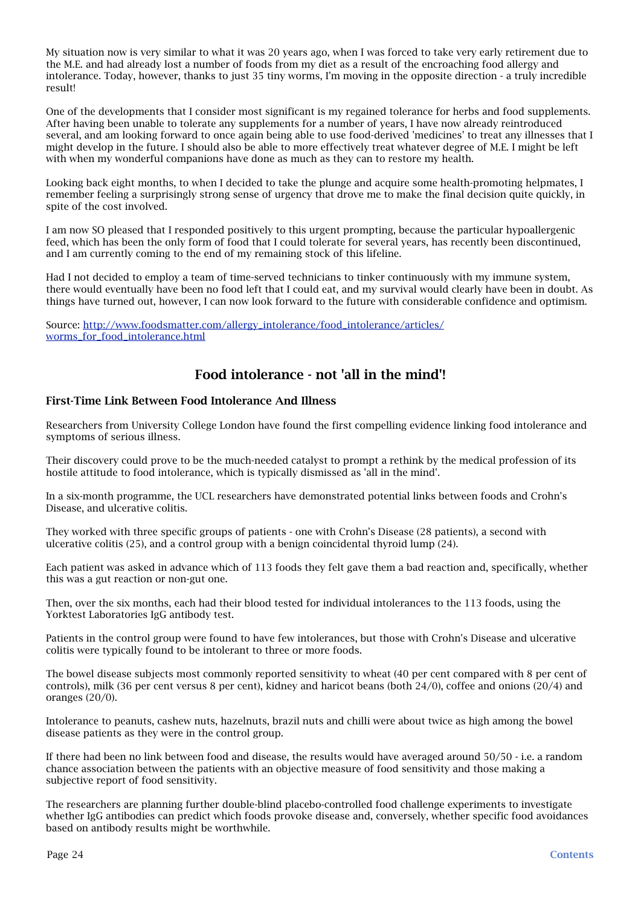My situation now is very similar to what it was 20 years ago, when I was forced to take very early retirement due to the M.E. and had already lost a number of foods from my diet as a result of the encroaching food allergy and intolerance. Today, however, thanks to just 35 tiny worms, I'm moving in the opposite direction - a truly incredible result!

One of the developments that I consider most significant is my regained tolerance for herbs and food supplements. After having been unable to tolerate any supplements for a number of years, I have now already reintroduced several, and am looking forward to once again being able to use food-derived 'medicines' to treat any illnesses that I might develop in the future. I should also be able to more effectively treat whatever degree of M.E. I might be left with when my wonderful companions have done as much as they can to restore my health.

Looking back eight months, to when I decided to take the plunge and acquire some health-promoting helpmates, I remember feeling a surprisingly strong sense of urgency that drove me to make the final decision quite quickly, in spite of the cost involved.

I am now SO pleased that I responded positively to this urgent prompting, because the particular hypoallergenic feed, which has been the only form of food that I could tolerate for several years, has recently been discontinued, and I am currently coming to the end of my remaining stock of this lifeline.

Had I not decided to employ a team of time-served technicians to tinker continuously with my immune system, there would eventually have been no food left that I could eat, and my survival would clearly have been in doubt. As things have turned out, however, I can now look forward to the future with considerable confidence and optimism.

Source: [http://www.foodsmatter.com/allergy_intolerance/food_intolerance/articles/worms_for_food_intolerance.html](http://www.foodsmatter.com/allergy_intolerance/food_intolerance/articles/worms_for_food_intolerance.html)

## Food intolerance - not 'all in the mind'!

### First-Time Link Between Food Intolerance And Illness

Researchers from University College London have found the first compelling evidence linking food intolerance and symptoms of serious illness.

Their discovery could prove to be the much-needed catalyst to prompt a rethink by the medical profession of its hostile attitude to food intolerance, which is typically dismissed as 'all in the mind'.

In a six-month programme, the UCL researchers have demonstrated potential links between foods and Crohn's Disease, and ulcerative colitis.

They worked with three specific groups of patients - one with Crohn's Disease (28 patients), a second with ulcerative colitis (25), and a control group with a benign coincidental thyroid lump (24).

Each patient was asked in advance which of 113 foods they felt gave them a bad reaction and, specifically, whether this was a gut reaction or non-gut one.

Then, over the six months, each had their blood tested for individual intolerances to the 113 foods, using the Yorktest Laboratories IgG antibody test.

Patients in the control group were found to have few intolerances, but those with Crohn's Disease and ulcerative colitis were typically found to be intolerant to three or more foods.

The bowel disease subjects most commonly reported sensitivity to wheat (40 per cent compared with 8 per cent of controls), milk (36 per cent versus 8 per cent), kidney and haricot beans (both 24/0), coffee and onions (20/4) and oranges (20/0).

Intolerance to peanuts, cashew nuts, hazelnuts, brazil nuts and chilli were about twice as high among the bowel disease patients as they were in the control group.

If there had been no link between food and disease, the results would have averaged around 50/50 - i.e. a random chance association between the patients with an objective measure of food sensitivity and those making a subjective report of food sensitivity.

The researchers are planning further double-blind placebo-controlled food challenge experiments to investigate whether IgG antibodies can predict which foods provoke disease and, conversely, whether specific food avoidances based on antibody results might be worthwhile.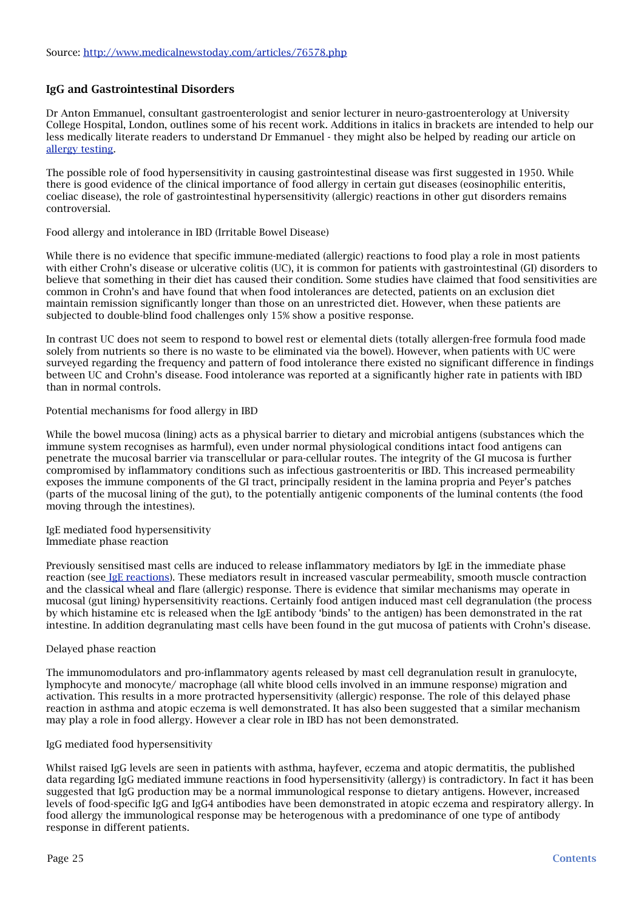Source: [http://www.medicalnewstoday.com/articles/76578.php](http://www.medicalnewstoday.com/articles/76578.php)

## IgG and Gastrointestinal Disorders

Dr Anton Emmanuel, consultant gastroenterologist and senior lecturer in neuro-gastroenterology at University College Hospital, London, outlines some of his recent work. Additions in italics in brackets are intended to help our less medically literate readers to understand Dr Emmanuel - they might also be helped by reading our article on [allergy testing](#).

The possible role of food hypersensitivity in causing gastrointestinal disease was first suggested in 1950. While there is good evidence of the clinical importance of food allergy in certain gut diseases (eosinophilic enteritis, coeliac disease), the role of gastrointestinal hypersensitivity (allergic) reactions in other gut disorders remains controversial.

Food allergy and intolerance in IBD (Irritable Bowel Disease)

While there is no evidence that specific immune-mediated (allergic) reactions to food play a role in most patients with either Crohn's disease or ulcerative colitis (UC), it is common for patients with gastrointestinal (GI) disorders to believe that something in their diet has caused their condition. Some studies have claimed that food sensitivities are common in Crohn's and have found that when food intolerances are detected, patients on an exclusion diet maintain remission significantly longer than those on an unrestricted diet. However, when these patients are subjected to double-blind food challenges only 15% show a positive response.

In contrast UC does not seem to respond to bowel rest or elemental diets (totally allergen-free formula food made solely from nutrients so there is no waste to be eliminated via the bowel). However, when patients with UC were surveyed regarding the frequency and pattern of food intolerance there existed no significant difference in findings between UC and Crohn's disease. Food intolerance was reported at a significantly higher rate in patients with IBD than in normal controls.

Potential mechanisms for food allergy in IBD

While the bowel mucosa (lining) acts as a physical barrier to dietary and microbial antigens (substances which the immune system recognises as harmful), even under normal physiological conditions intact food antigens can penetrate the mucosal barrier via transcellular or para-cellular routes. The integrity of the GI mucosa is further compromised by inflammatory conditions such as infectious gastroenteritis or IBD. This increased permeability exposes the immune components of the GI tract, principally resident in the lamina propria and Peyer's patches (parts of the mucosal lining of the gut), to the potentially antigenic components of the luminal contents (the food moving through the intestines).

IgE mediated food hypersensitivity
Immediate phase reaction

Previously sensitised mast cells are induced to release inflammatory mediators by IgE in the immediate phase reaction (see [IgE reactions](#)). These mediators result in increased vascular permeability, smooth muscle contraction and the classical wheal and flare (allergic) response. There is evidence that similar mechanisms may operate in mucosal (gut lining) hypersensitivity reactions. Certainly food antigen induced mast cell degranulation (the process by which histamine etc is released when the IgE antibody 'binds' to the antigen) has been demonstrated in the rat intestine. In addition degranulating mast cells have been found in the gut mucosa of patients with Crohn's disease.

Delayed phase reaction

The immunomodulators and pro-inflammatory agents released by mast cell degranulation result in granulocyte, lymphocyte and monocyte/ macrophage (all white blood cells involved in an immune response) migration and activation. This results in a more protracted hypersensitivity (allergic) response. The role of this delayed phase reaction in asthma and atopic eczema is well demonstrated. It has also been suggested that a similar mechanism may play a role in food allergy. However a clear role in IBD has not been demonstrated.

IgG mediated food hypersensitivity

Whilst raised IgG levels are seen in patients with asthma, hayfever, eczema and atopic dermatitis, the published data regarding IgG mediated immune reactions in food hypersensitivity (allergy) is contradictory. In fact it has been suggested that IgG production may be a normal immunological response to dietary antigens. However, increased levels of food-specific IgG and IgG4 antibodies have been demonstrated in atopic eczema and respiratory allergy. In food allergy the immunological response may be heterogenous with a predominance of one type of antibody response in different patients.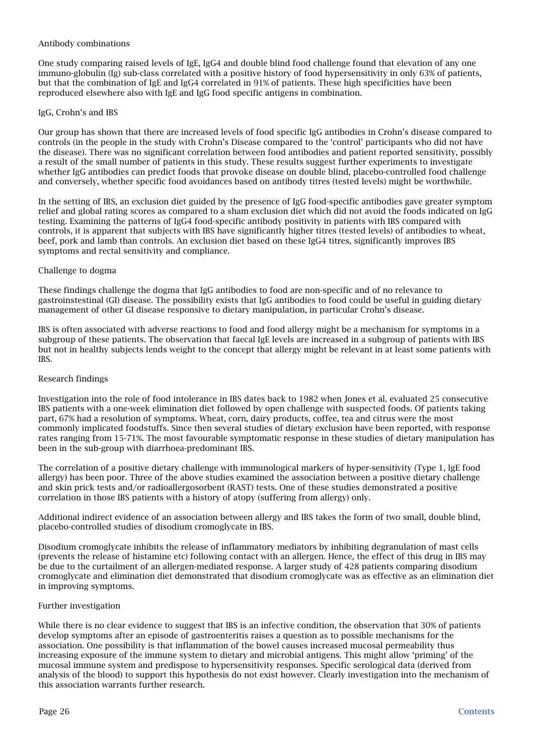### Antibody combinations

One study comparing raised levels of IgE, IgG4 and double blind food challenge found that elevation of any one immuno-globulin (Ig) sub-class correlated with a positive history of food hypersensitivity in only 63% of patients, but that the combination of IgE and IgG4 correlated in 91% of patients. These high specificities have been reproduced elsewhere also with IgE and IgG food specific antigens in combination.

### IgG, Crohn's and IBS

Our group has shown that there are increased levels of food specific IgG antibodies in Crohn's disease compared to controls (in the people in the study with Crohn's Disease compared to the 'control' participants who did not have the disease). There was no significant correlation between food antibodies and patient reported sensitivity, possibly a result of the small number of patients in this study. These results suggest further experiments to investigate whether IgG antibodies can predict foods that provoke disease on double blind, placebo-controlled food challenge and conversely, whether specific food avoidances based on antibody titres (tested levels) might be worthwhile.

In the setting of IBS, an exclusion diet guided by the presence of IgG food-specific antibodies gave greater symptom relief and global rating scores as compared to a sham exclusion diet which did not avoid the foods indicated on IgG testing. Examining the patterns of IgG4 food-specific antibody positivity in patients with IBS compared with controls, it is apparent that subjects with IBS have significantly higher titres (tested levels) of antibodies to wheat, beef, pork and lamb than controls. An exclusion diet based on these IgG4 titres, significantly improves IBS symptoms and rectal sensitivity and compliance.

### Challenge to dogma

These findings challenge the dogma that IgG antibodies to food are non-specific and of no relevance to gastroinstestinal (GI) disease. The possibility exists that IgG antibodies to food could be useful in guiding dietary management of other GI disease responsive to dietary manipulation, in particular Crohn's disease.

IBS is often associated with adverse reactions to food and food allergy might be a mechanism for symptoms in a subgroup of these patients. The observation that faecal IgE levels are increased in a subgroup of patients with IBS but not in healthy subjects lends weight to the concept that allergy might be relevant in at least some patients with IBS.

### Research findings

Investigation into the role of food intolerance in IBS dates back to 1982 when Jones et al. evaluated 25 consecutive IBS patients with a one-week elimination diet followed by open challenge with suspected foods. Of patients taking part, 67% had a resolution of symptoms. Wheat, corn, dairy products, coffee, tea and citrus were the most commonly implicated foodstuffs. Since then several studies of dietary exclusion have been reported, with response rates ranging from 15-71%. The most favourable symptomatic response in these studies of dietary manipulation has been in the sub-group with diarrhoea-predominant IBS.

The correlation of a positive dietary challenge with immunological markers of hyper-sensitivity (Type 1, IgE food allergy) has been poor. Three of the above studies examined the association between a positive dietary challenge and skin prick tests and/or radioallergosorbent (RAST) tests. One of these studies demonstrated a positive correlation in those IBS patients with a history of atopy (suffering from allergy) only.

Additional indirect evidence of an association between allergy and IBS takes the form of two small, double blind, placebo-controlled studies of disodium cromoglycate in IBS.

Disodium cromoglycate inhibits the release of inflammatory mediators by inhibiting degranulation of mast cells (prevents the release of histamine etc) following contact with an allergen. Hence, the effect of this drug in IBS may be due to the curtailment of an allergen-mediated response. A larger study of 428 patients comparing disodium cromoglycate and elimination diet demonstrated that disodium cromoglycate was as effective as an elimination diet in improving symptoms.

### Further investigation

While there is no clear evidence to suggest that IBS is an infective condition, the observation that 30% of patients develop symptoms after an episode of gastroenteritis raises a question as to possible mechanisms for the association. One possibility is that inflammation of the bowel causes increased mucosal permeability thus increasing exposure of the immune system to dietary and microbial antigens. This might allow 'priming' of the mucosal immune system and predispose to hypersensitivity responses. Specific serological data (derived from analysis of the blood) to support this hypothesis do not exist however. Clearly investigation into the mechanism of this association warrants further research.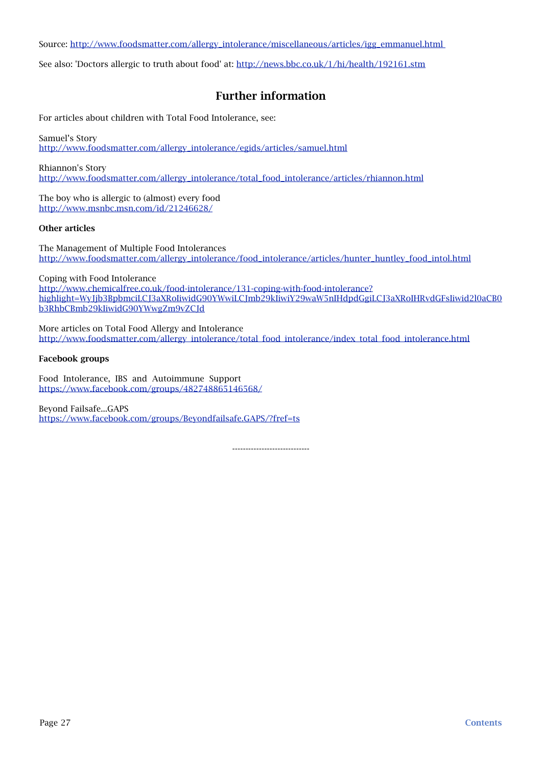Source: http://www.foodsmatter.com/allergy_intolerance/miscellaneous/articles/igg_emmanuel.html

See also: 'Doctors allergic to truth about food' at: http://news.bbc.co.uk/1/hi/health/192161.stm

## Further information

For articles about children with Total Food Intolerance, see:

Samuel's Story
http://www.foodsmatter.com/allergy_intolerance/egids/articles/samuel.html

Rhiannon's Story
http://www.foodsmatter.com/allergy_intolerance/total_food_intolerance/articles/rhiannon.html

The boy who is allergic to (almost) every food
http://www.msnbc.msn.com/id/21246628/

**Other articles**

The Management of Multiple Food Intolerances
http://www.foodsmatter.com/allergy_intolerance/food_intolerance/articles/hunter_huntley_food_intol.html

Coping with Food Intolerance
http://www.chemicalfree.co.uk/food-intolerance/131-coping-with-food-intolerance?highlight=WyIjb3BpbmciLCJ3aXRoIiwidG90YWwiLCJmb29kIiwiY29waW5nIHdpdGgiLCJ3aXRoIHRvdGFsIiwid2l0aCB0b3RhbCBmb29kIiwidG90YWwgZm9vZCJd

More articles on Total Food Allergy and Intolerance
http://www.foodsmatter.com/allergy_intolerance/total_food_intolerance/index_total_food_intolerance.html

**Facebook groups**

Food Intolerance, IBS and Autoimmune Support
https://www.facebook.com/groups/482748865146568/

Beyond Failsafe...GAPS
https://www.facebook.com/groups/Beyondfailsafe.GAPS/?fref=ts

----------------------------